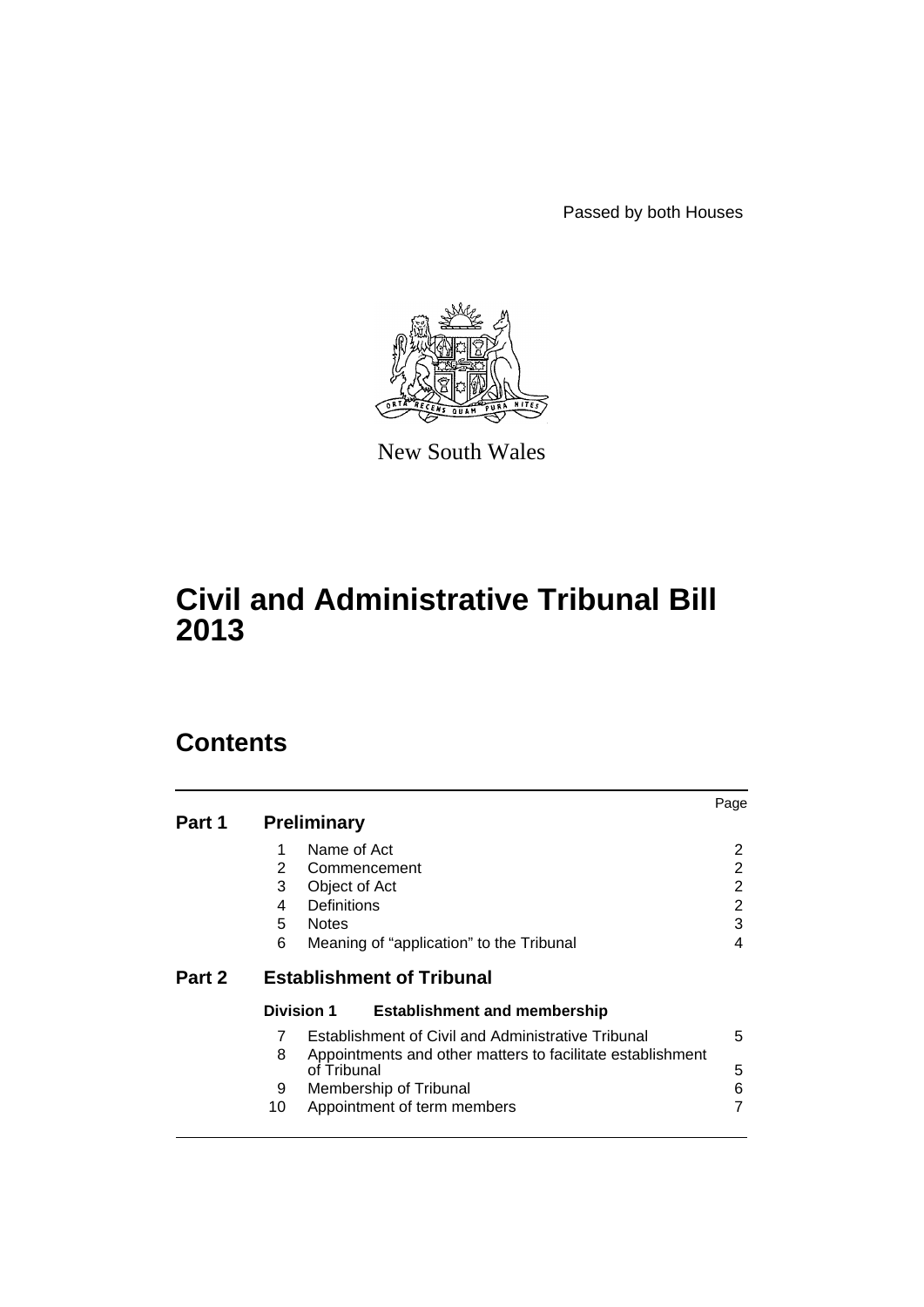Passed by both Houses

New South Wales

# Civil and Administrative Tribunal Bill 2013

## Contents

| | | | Page |
|---|---|---|---|
| **Part 1** | **Preliminary** | | |
| | 1 | Name of Act | 2 |
| | 2 | Commencement | 2 |
| | 3 | Object of Act | 2 |
| | 4 | Definitions | 2 |
| | 5 | Notes | 3 |
| | 6 | Meaning of "application" to the Tribunal | 4 |
| **Part 2** | **Establishment of Tribunal** | | |
| | **Division 1** | **Establishment and membership** | |
| | 7 | Establishment of Civil and Administrative Tribunal | 5 |
| | 8 | Appointments and other matters to facilitate establishment of Tribunal | 5 |
| | 9 | Membership of Tribunal | 6 |
| | 10 | Appointment of term members | 7 |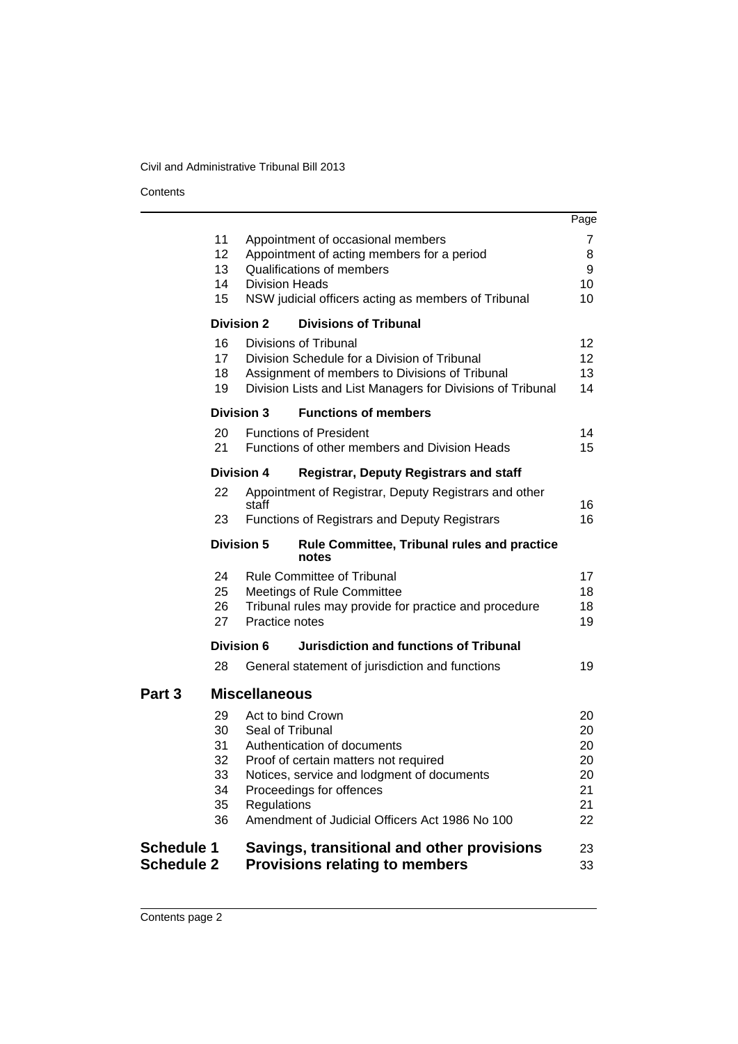| | | Page |
|---|---|---|
| 11 | Appointment of occasional members | 7 |
| 12 | Appointment of acting members for a period | 8 |
| 13 | Qualifications of members | 9 |
| 14 | Division Heads | 10 |
| 15 | NSW judicial officers acting as members of Tribunal | 10 |
| **Division 2** | **Divisions of Tribunal** | |
| 16 | Divisions of Tribunal | 12 |
| 17 | Division Schedule for a Division of Tribunal | 12 |
| 18 | Assignment of members to Divisions of Tribunal | 13 |
| 19 | Division Lists and List Managers for Divisions of Tribunal | 14 |
| **Division 3** | **Functions of members** | |
| 20 | Functions of President | 14 |
| 21 | Functions of other members and Division Heads | 15 |
| **Division 4** | **Registrar, Deputy Registrars and staff** | |
| 22 | Appointment of Registrar, Deputy Registrars and other staff | 16 |
| 23 | Functions of Registrars and Deputy Registrars | 16 |
| **Division 5** | **Rule Committee, Tribunal rules and practice notes** | |
| 24 | Rule Committee of Tribunal | 17 |
| 25 | Meetings of Rule Committee | 18 |
| 26 | Tribunal rules may provide for practice and procedure | 18 |
| 27 | Practice notes | 19 |
| **Division 6** | **Jurisdiction and functions of Tribunal** | |
| 28 | General statement of jurisdiction and functions | 19 |
| **Part 3** | **Miscellaneous** | |
| 29 | Act to bind Crown | 20 |
| 30 | Seal of Tribunal | 20 |
| 31 | Authentication of documents | 20 |
| 32 | Proof of certain matters not required | 20 |
| 33 | Notices, service and lodgment of documents | 20 |
| 34 | Proceedings for offences | 21 |
| 35 | Regulations | 21 |
| 36 | Amendment of Judicial Officers Act 1986 No 100 | 22 |
| **Schedule 1** | **Savings, transitional and other provisions** | 23 |
| **Schedule 2** | **Provisions relating to members** | 33 |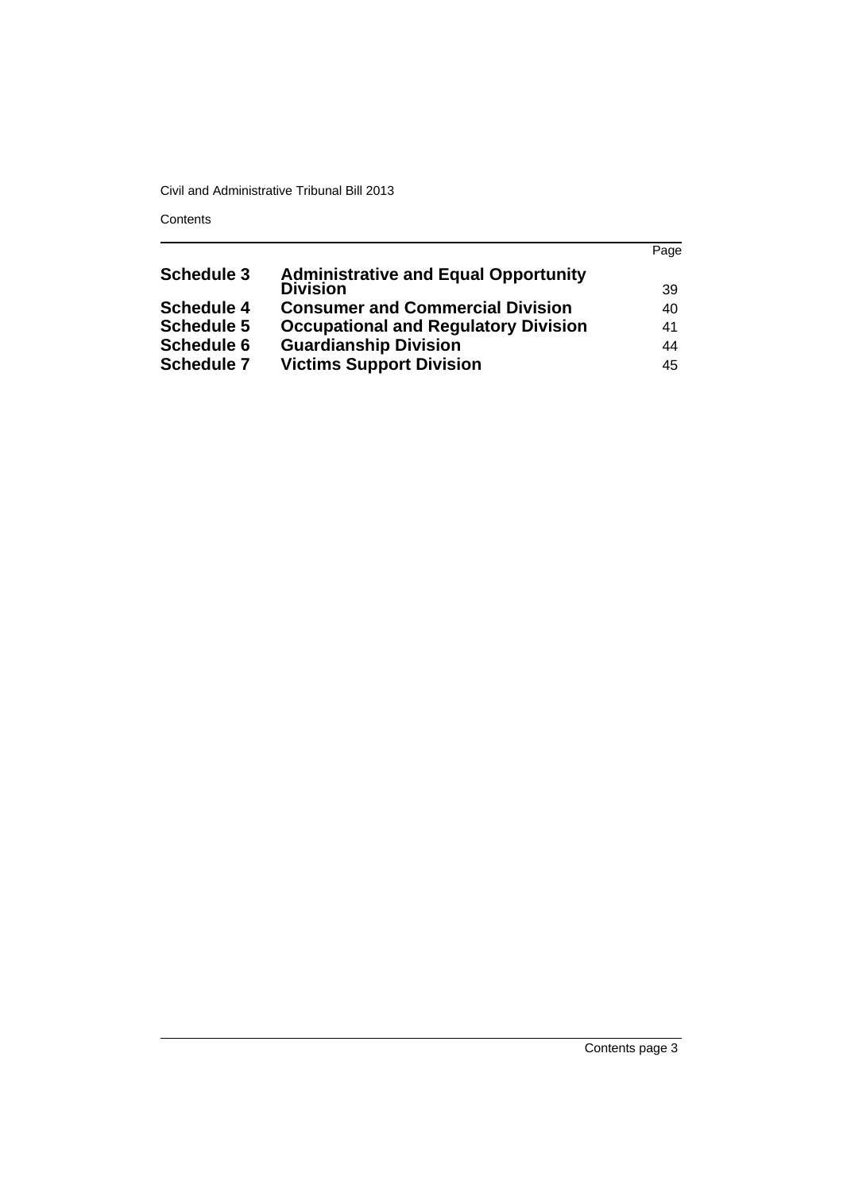| | | Page |
|---|---|---|
| **Schedule 3** | **Administrative and Equal Opportunity Division** | 39 |
| **Schedule 4** | **Consumer and Commercial Division** | 40 |
| **Schedule 5** | **Occupational and Regulatory Division** | 41 |
| **Schedule 6** | **Guardianship Division** | 44 |
| **Schedule 7** | **Victims Support Division** | 45 |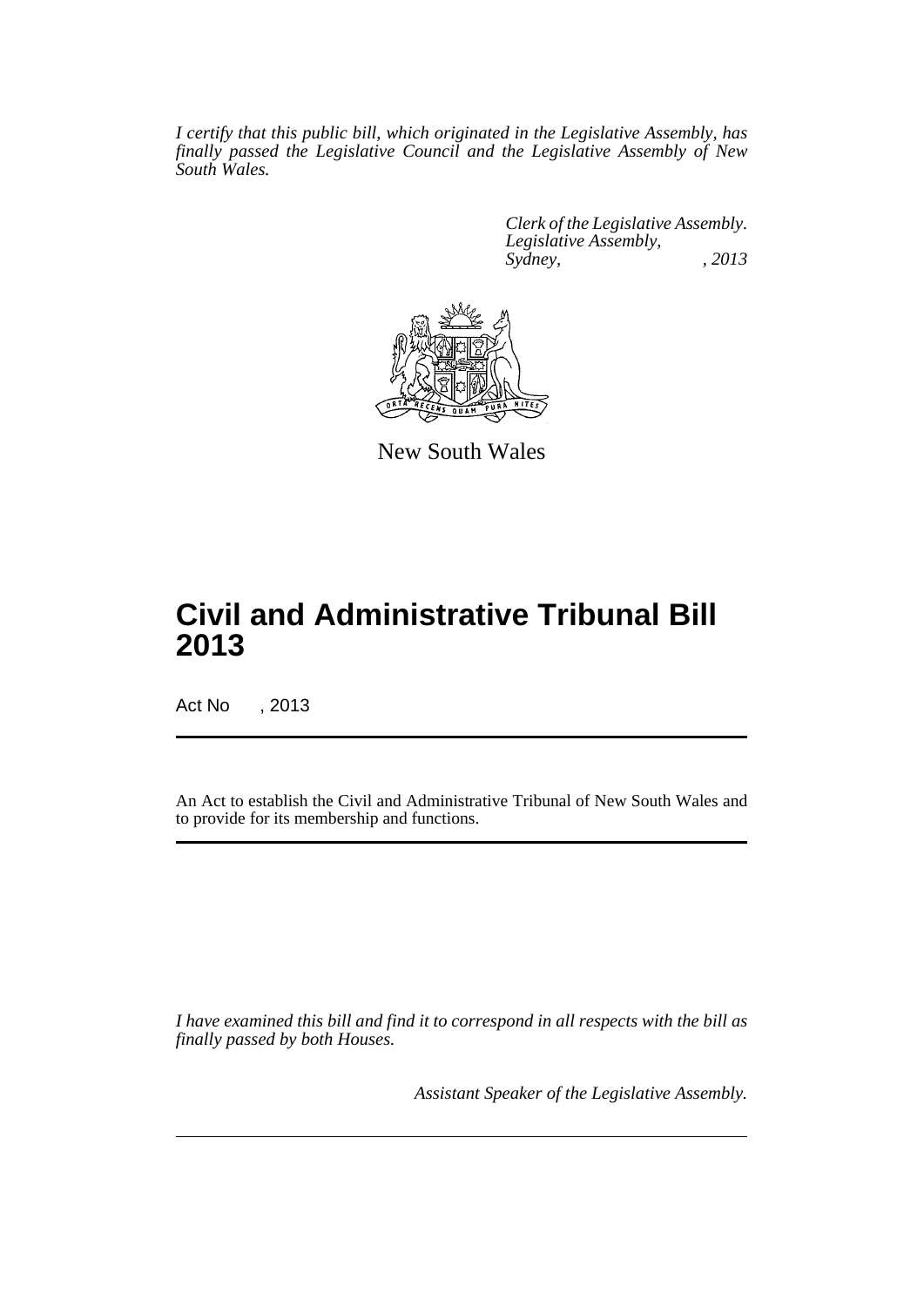*I certify that this public bill, which originated in the Legislative Assembly, has finally passed the Legislative Council and the Legislative Assembly of New South Wales.*

*Clerk of the Legislative Assembly.*
*Legislative Assembly,*
*Sydney, , 2013*

New South Wales

# Civil and Administrative Tribunal Bill 2013

Act No , 2013

An Act to establish the Civil and Administrative Tribunal of New South Wales and to provide for its membership and functions.

*I have examined this bill and find it to correspond in all respects with the bill as finally passed by both Houses.*

*Assistant Speaker of the Legislative Assembly.*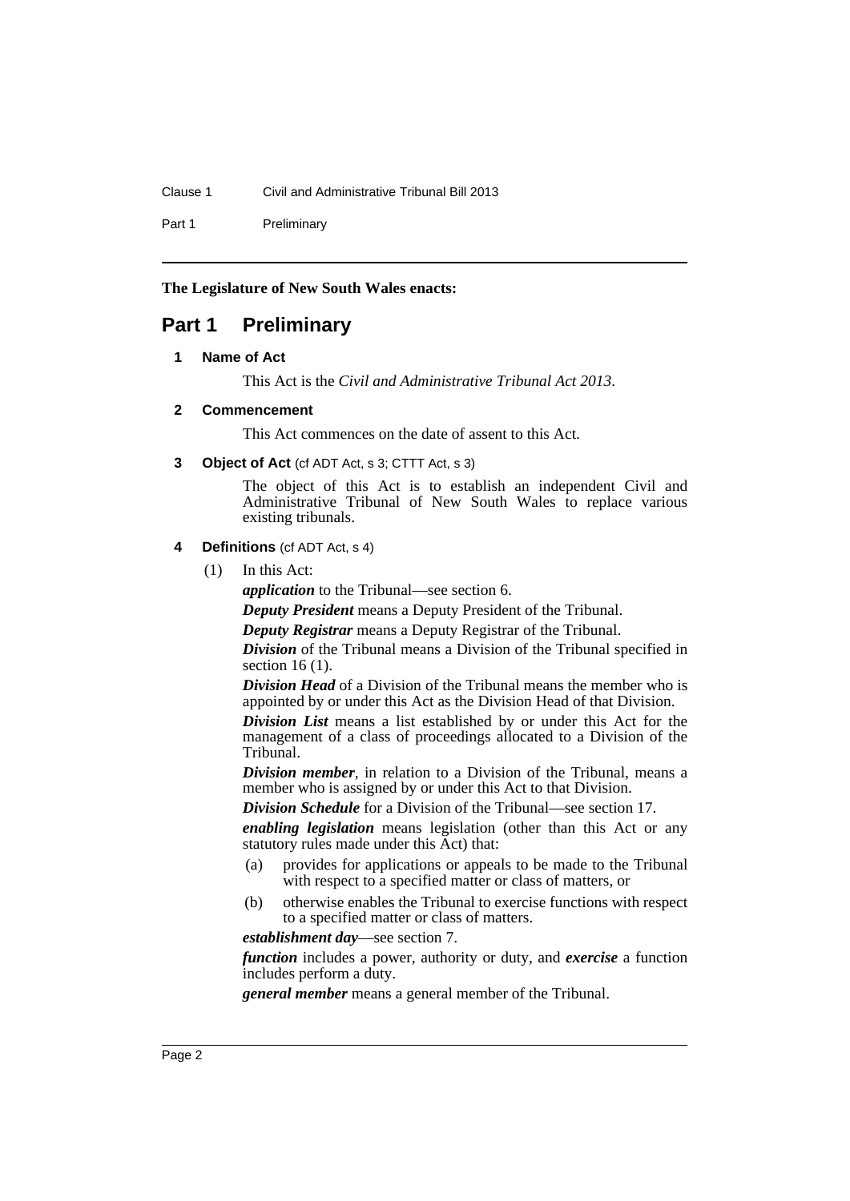**The Legislature of New South Wales enacts:**

# Part 1 Preliminary

## 1 Name of Act

This Act is the *Civil and Administrative Tribunal Act 2013*.

## 2 Commencement

This Act commences on the date of assent to this Act.

## 3 Object of Act (cf ADT Act, s 3; CTTT Act, s 3)

The object of this Act is to establish an independent Civil and Administrative Tribunal of New South Wales to replace various existing tribunals.

## 4 Definitions (cf ADT Act, s 4)

(1) In this Act:

***application*** to the Tribunal—see section 6.

***Deputy President*** means a Deputy President of the Tribunal.

***Deputy Registrar*** means a Deputy Registrar of the Tribunal.

***Division*** of the Tribunal means a Division of the Tribunal specified in section 16 (1).

***Division Head*** of a Division of the Tribunal means the member who is appointed by or under this Act as the Division Head of that Division.

***Division List*** means a list established by or under this Act for the management of a class of proceedings allocated to a Division of the Tribunal.

***Division member***, in relation to a Division of the Tribunal, means a member who is assigned by or under this Act to that Division.

***Division Schedule*** for a Division of the Tribunal—see section 17.

***enabling legislation*** means legislation (other than this Act or any statutory rules made under this Act) that:

(a) provides for applications or appeals to be made to the Tribunal with respect to a specified matter or class of matters, or

(b) otherwise enables the Tribunal to exercise functions with respect to a specified matter or class of matters.

***establishment day***—see section 7.

***function*** includes a power, authority or duty, and ***exercise*** a function includes perform a duty.

***general member*** means a general member of the Tribunal.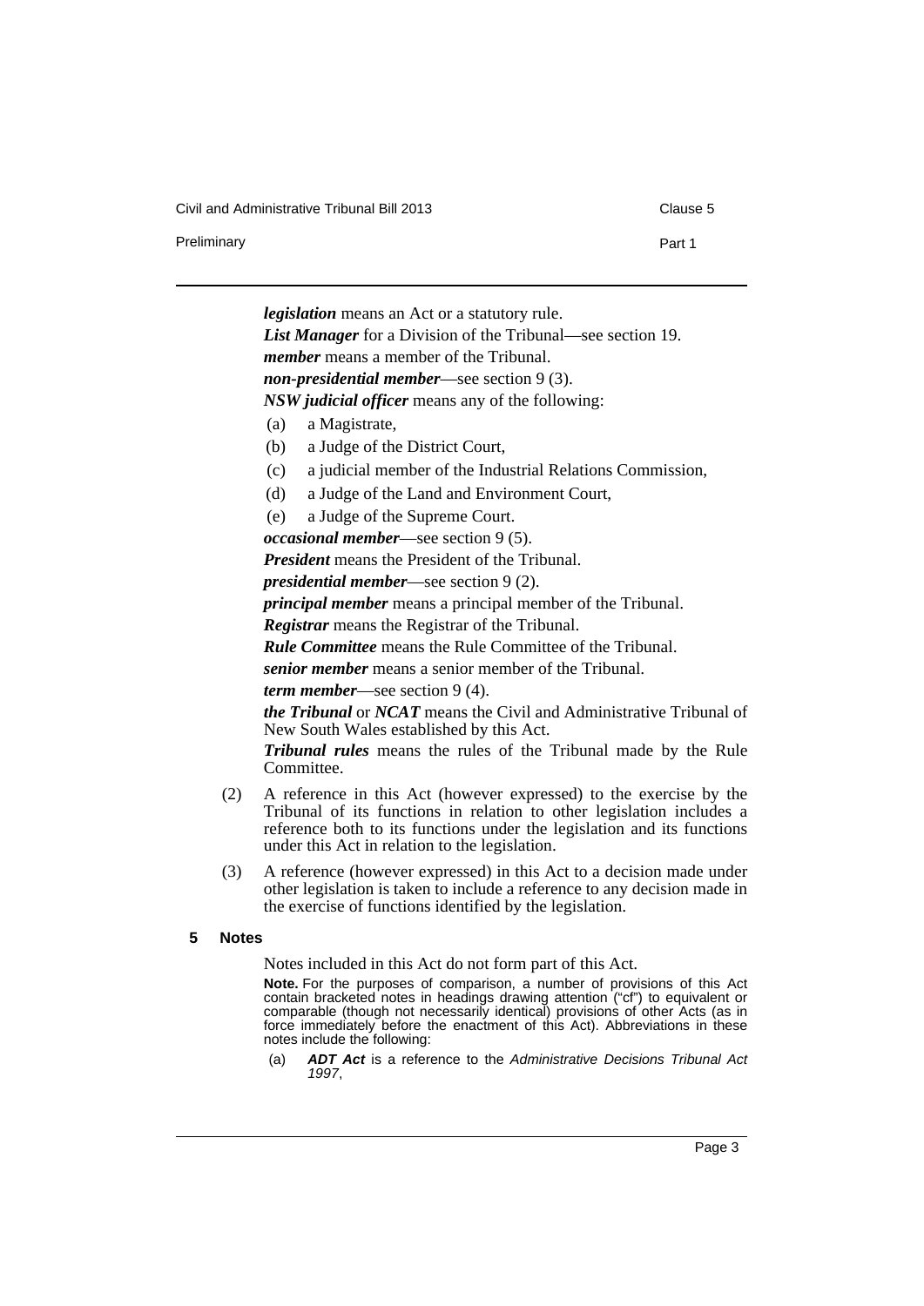***legislation*** means an Act or a statutory rule.

***List Manager*** for a Division of the Tribunal—see section 19.

***member*** means a member of the Tribunal.

***non-presidential member***—see section 9 (3).

***NSW judicial officer*** means any of the following:

(a) a Magistrate,

(b) a Judge of the District Court,

(c) a judicial member of the Industrial Relations Commission,

(d) a Judge of the Land and Environment Court,

(e) a Judge of the Supreme Court.

***occasional member***—see section 9 (5).

***President*** means the President of the Tribunal.

***presidential member***—see section 9 (2).

***principal member*** means a principal member of the Tribunal.

***Registrar*** means the Registrar of the Tribunal.

***Rule Committee*** means the Rule Committee of the Tribunal.

***senior member*** means a senior member of the Tribunal.

***term member***—see section 9 (4).

***the Tribunal*** or ***NCAT*** means the Civil and Administrative Tribunal of New South Wales established by this Act.

***Tribunal rules*** means the rules of the Tribunal made by the Rule Committee.

(2) A reference in this Act (however expressed) to the exercise by the Tribunal of its functions in relation to other legislation includes a reference both to its functions under the legislation and its functions under this Act in relation to the legislation.

(3) A reference (however expressed) in this Act to a decision made under other legislation is taken to include a reference to any decision made in the exercise of functions identified by the legislation.

## 5 Notes

Notes included in this Act do not form part of this Act.

**Note.** For the purposes of comparison, a number of provisions of this Act contain bracketed notes in headings drawing attention ("cf") to equivalent or comparable (though not necessarily identical) provisions of other Acts (as in force immediately before the enactment of this Act). Abbreviations in these notes include the following:

(a) ***ADT Act*** is a reference to the *Administrative Decisions Tribunal Act 1997*,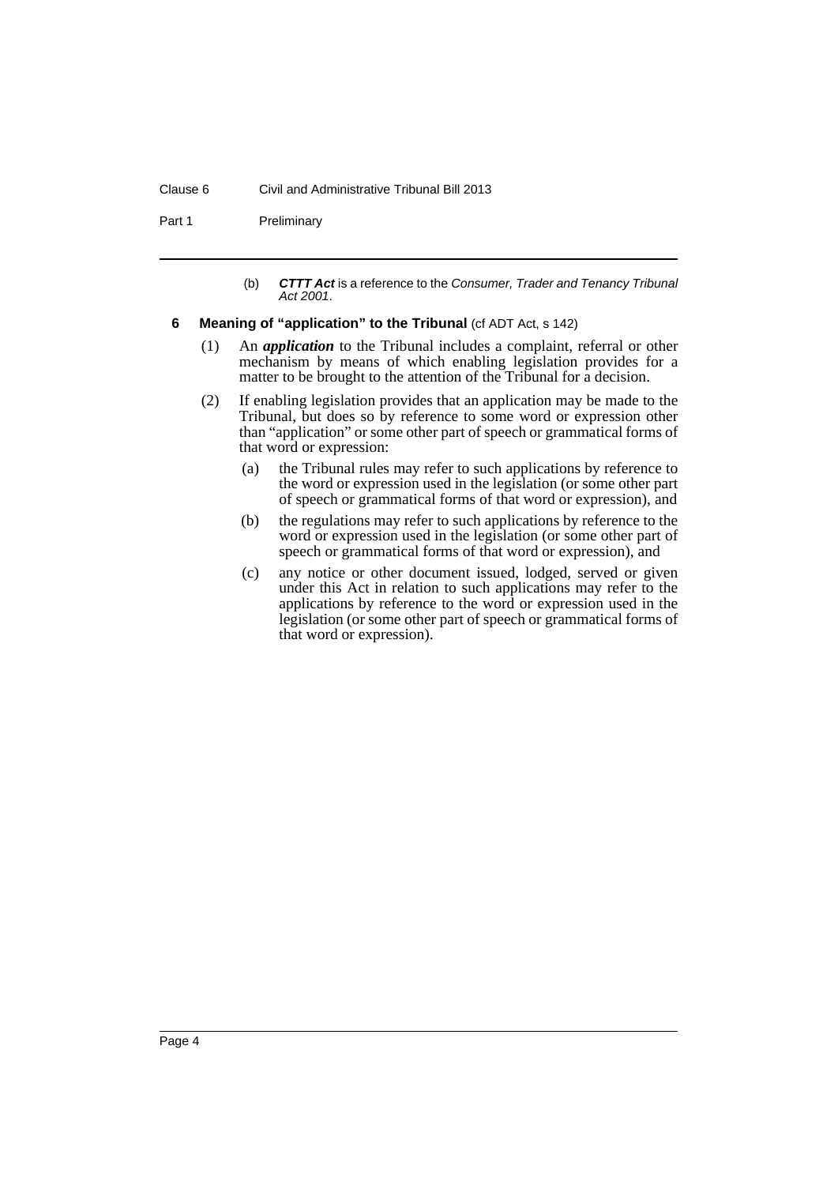(b) ***CTTT Act*** is a reference to the *Consumer, Trader and Tenancy Tribunal Act 2001*.

**6 Meaning of "application" to the Tribunal** (cf ADT Act, s 142)

(1) An ***application*** to the Tribunal includes a complaint, referral or other mechanism by means of which enabling legislation provides for a matter to be brought to the attention of the Tribunal for a decision.

(2) If enabling legislation provides that an application may be made to the Tribunal, but does so by reference to some word or expression other than "application" or some other part of speech or grammatical forms of that word or expression:

(a) the Tribunal rules may refer to such applications by reference to the word or expression used in the legislation (or some other part of speech or grammatical forms of that word or expression), and

(b) the regulations may refer to such applications by reference to the word or expression used in the legislation (or some other part of speech or grammatical forms of that word or expression), and

(c) any notice or other document issued, lodged, served or given under this Act in relation to such applications may refer to the applications by reference to the word or expression used in the legislation (or some other part of speech or grammatical forms of that word or expression).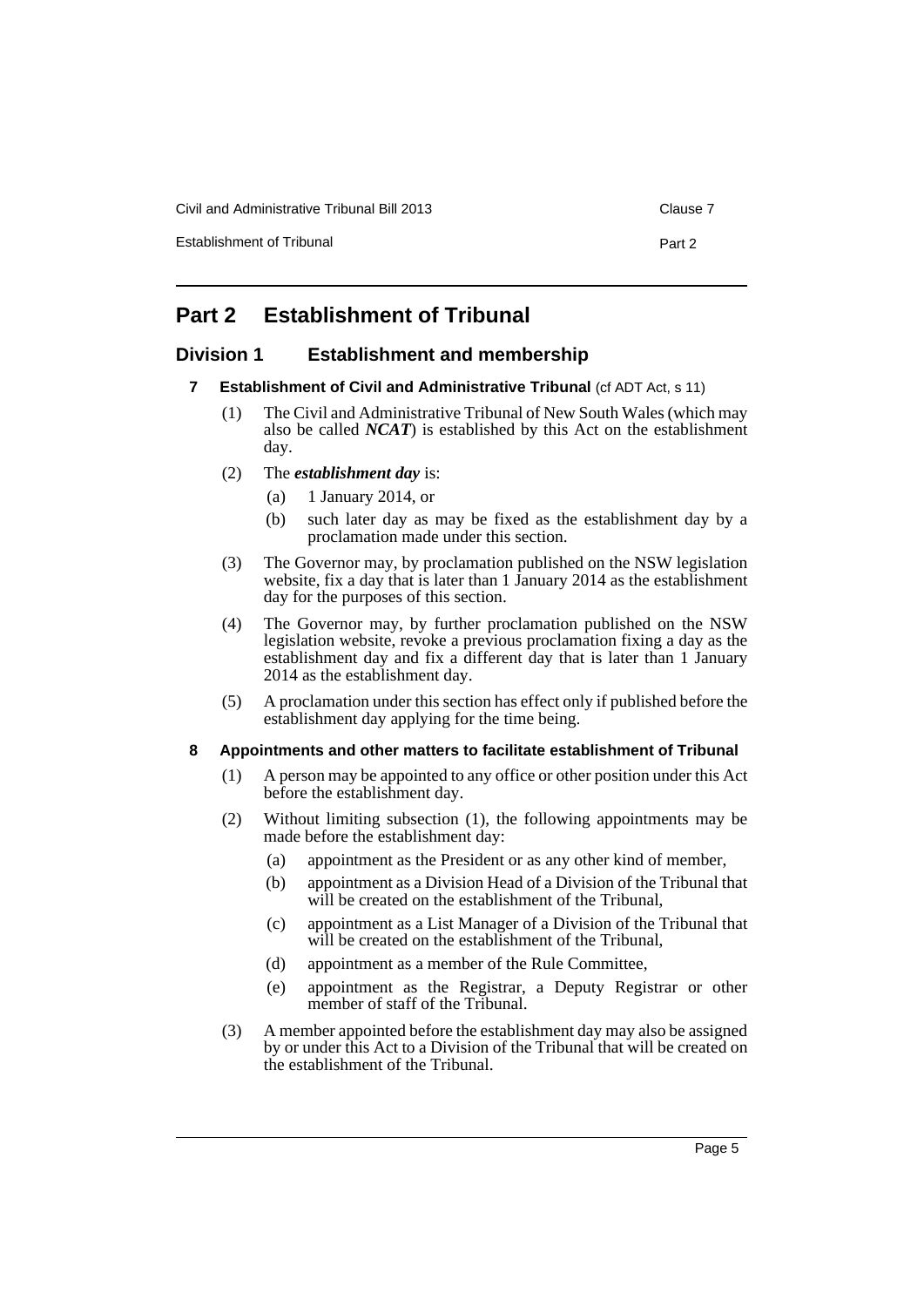# Part 2 Establishment of Tribunal

## Division 1 Establishment and membership

### 7 Establishment of Civil and Administrative Tribunal (cf ADT Act, s 11)

(1) The Civil and Administrative Tribunal of New South Wales (which may also be called ***NCAT***) is established by this Act on the establishment day.

(2) The ***establishment day*** is:

(a) 1 January 2014, or

(b) such later day as may be fixed as the establishment day by a proclamation made under this section.

(3) The Governor may, by proclamation published on the NSW legislation website, fix a day that is later than 1 January 2014 as the establishment day for the purposes of this section.

(4) The Governor may, by further proclamation published on the NSW legislation website, revoke a previous proclamation fixing a day as the establishment day and fix a different day that is later than 1 January 2014 as the establishment day.

(5) A proclamation under this section has effect only if published before the establishment day applying for the time being.

### 8 Appointments and other matters to facilitate establishment of Tribunal

(1) A person may be appointed to any office or other position under this Act before the establishment day.

(2) Without limiting subsection (1), the following appointments may be made before the establishment day:

(a) appointment as the President or as any other kind of member,

(b) appointment as a Division Head of a Division of the Tribunal that will be created on the establishment of the Tribunal,

(c) appointment as a List Manager of a Division of the Tribunal that will be created on the establishment of the Tribunal,

(d) appointment as a member of the Rule Committee,

(e) appointment as the Registrar, a Deputy Registrar or other member of staff of the Tribunal.

(3) A member appointed before the establishment day may also be assigned by or under this Act to a Division of the Tribunal that will be created on the establishment of the Tribunal.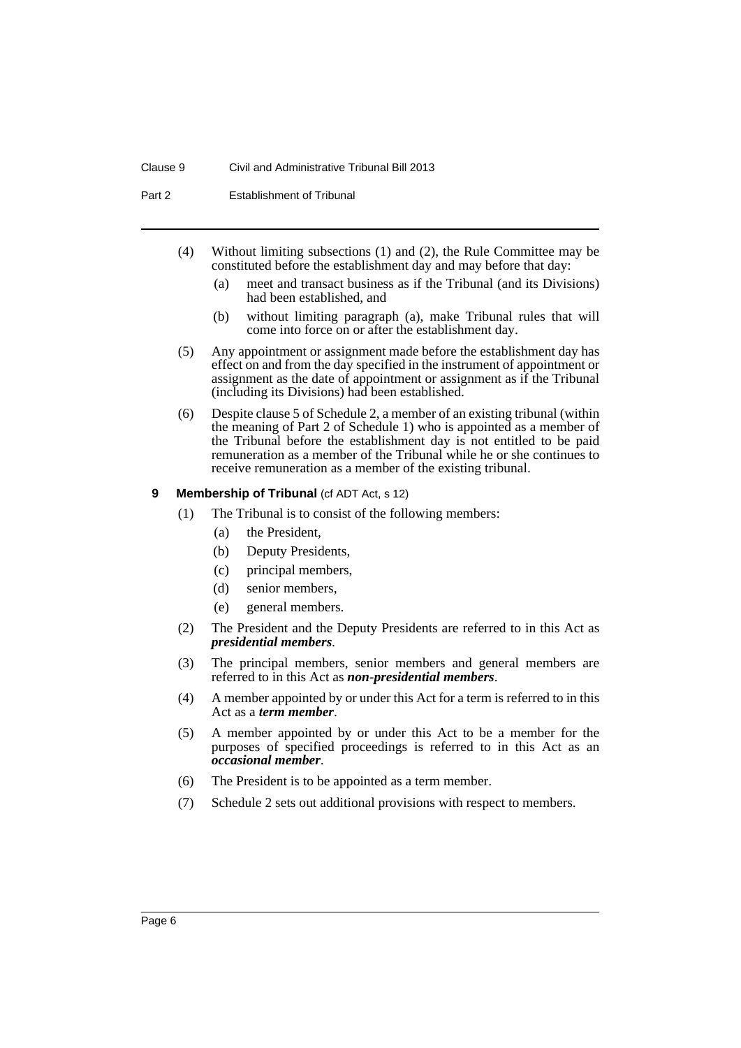(4) Without limiting subsections (1) and (2), the Rule Committee may be constituted before the establishment day and may before that day:

- (a) meet and transact business as if the Tribunal (and its Divisions) had been established, and
- (b) without limiting paragraph (a), make Tribunal rules that will come into force on or after the establishment day.

(5) Any appointment or assignment made before the establishment day has effect on and from the day specified in the instrument of appointment or assignment as the date of appointment or assignment as if the Tribunal (including its Divisions) had been established.

(6) Despite clause 5 of Schedule 2, a member of an existing tribunal (within the meaning of Part 2 of Schedule 1) who is appointed as a member of the Tribunal before the establishment day is not entitled to be paid remuneration as a member of the Tribunal while he or she continues to receive remuneration as a member of the existing tribunal.

### 9 Membership of Tribunal (cf ADT Act, s 12)

(1) The Tribunal is to consist of the following members:

- (a) the President,
- (b) Deputy Presidents,
- (c) principal members,
- (d) senior members,
- (e) general members.

(2) The President and the Deputy Presidents are referred to in this Act as ***presidential members***.

(3) The principal members, senior members and general members are referred to in this Act as ***non-presidential members***.

(4) A member appointed by or under this Act for a term is referred to in this Act as a ***term member***.

(5) A member appointed by or under this Act to be a member for the purposes of specified proceedings is referred to in this Act as an ***occasional member***.

(6) The President is to be appointed as a term member.

(7) Schedule 2 sets out additional provisions with respect to members.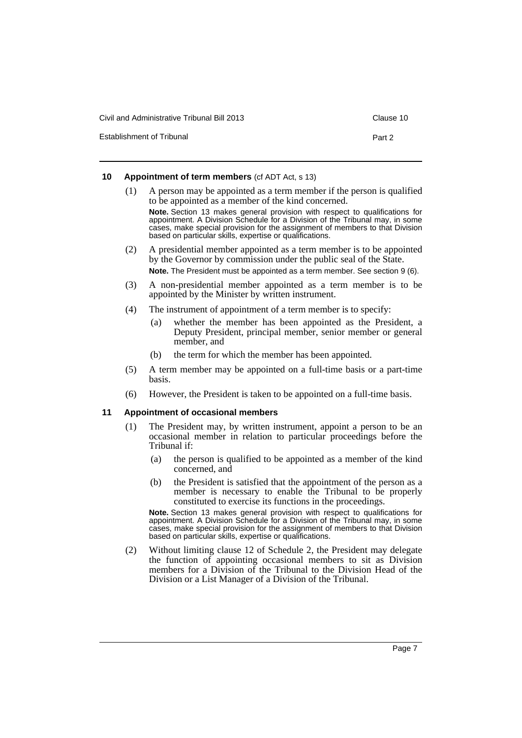### 10 Appointment of term members (cf ADT Act, s 13)

(1) A person may be appointed as a term member if the person is qualified to be appointed as a member of the kind concerned.

**Note.** Section 13 makes general provision with respect to qualifications for appointment. A Division Schedule for a Division of the Tribunal may, in some cases, make special provision for the assignment of members to that Division based on particular skills, expertise or qualifications.

(2) A presidential member appointed as a term member is to be appointed by the Governor by commission under the public seal of the State.

**Note.** The President must be appointed as a term member. See section 9 (6).

(3) A non-presidential member appointed as a term member is to be appointed by the Minister by written instrument.

(4) The instrument of appointment of a term member is to specify:

- (a) whether the member has been appointed as the President, a Deputy President, principal member, senior member or general member, and
- (b) the term for which the member has been appointed.

(5) A term member may be appointed on a full-time basis or a part-time basis.

(6) However, the President is taken to be appointed on a full-time basis.

### 11 Appointment of occasional members

(1) The President may, by written instrument, appoint a person to be an occasional member in relation to particular proceedings before the Tribunal if:

- (a) the person is qualified to be appointed as a member of the kind concerned, and
- (b) the President is satisfied that the appointment of the person as a member is necessary to enable the Tribunal to be properly constituted to exercise its functions in the proceedings.

**Note.** Section 13 makes general provision with respect to qualifications for appointment. A Division Schedule for a Division of the Tribunal may, in some cases, make special provision for the assignment of members to that Division based on particular skills, expertise or qualifications.

(2) Without limiting clause 12 of Schedule 2, the President may delegate the function of appointing occasional members to sit as Division members for a Division of the Tribunal to the Division Head of the Division or a List Manager of a Division of the Tribunal.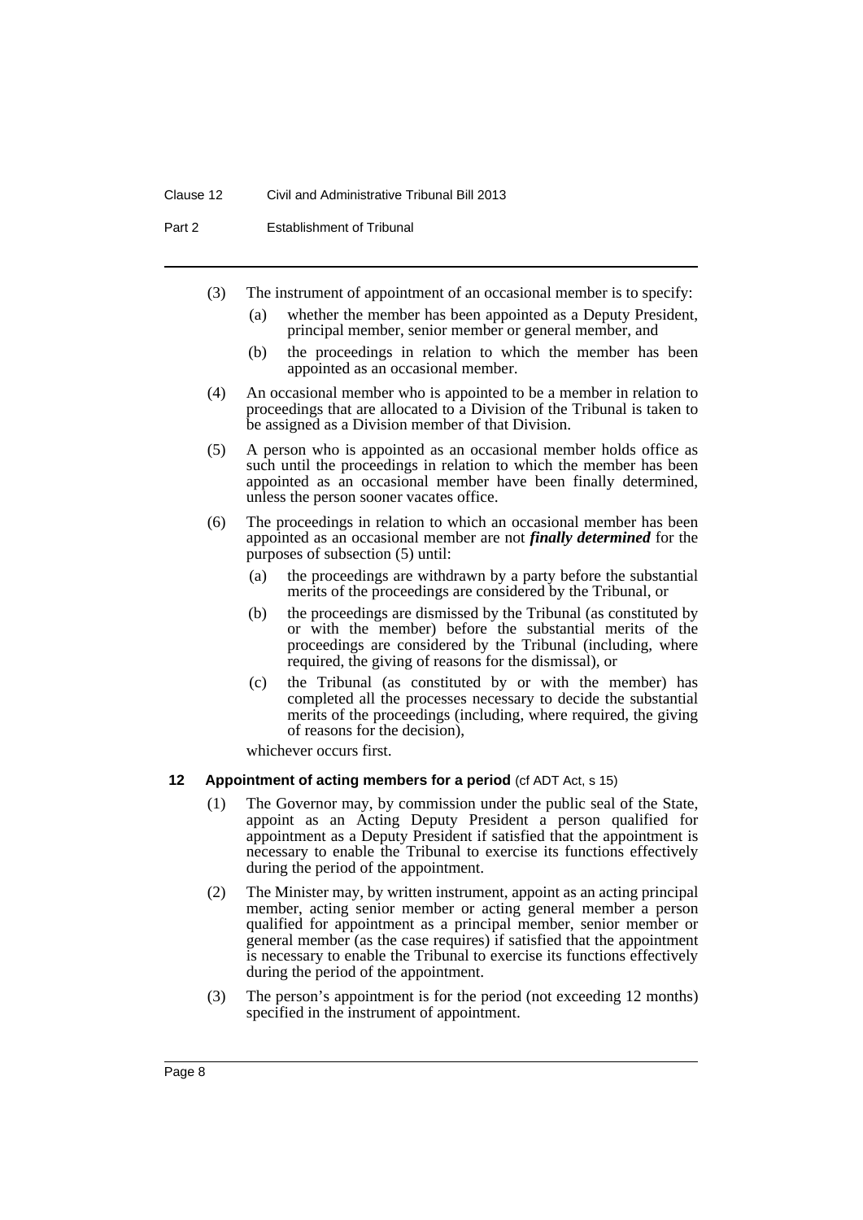(3) The instrument of appointment of an occasional member is to specify:

(a) whether the member has been appointed as a Deputy President, principal member, senior member or general member, and

(b) the proceedings in relation to which the member has been appointed as an occasional member.

(4) An occasional member who is appointed to be a member in relation to proceedings that are allocated to a Division of the Tribunal is taken to be assigned as a Division member of that Division.

(5) A person who is appointed as an occasional member holds office as such until the proceedings in relation to which the member has been appointed as an occasional member have been finally determined, unless the person sooner vacates office.

(6) The proceedings in relation to which an occasional member has been appointed as an occasional member are not ***finally determined*** for the purposes of subsection (5) until:

(a) the proceedings are withdrawn by a party before the substantial merits of the proceedings are considered by the Tribunal, or

(b) the proceedings are dismissed by the Tribunal (as constituted by or with the member) before the substantial merits of the proceedings are considered by the Tribunal (including, where required, the giving of reasons for the dismissal), or

(c) the Tribunal (as constituted by or with the member) has completed all the processes necessary to decide the substantial merits of the proceedings (including, where required, the giving of reasons for the decision),

whichever occurs first.

### 12 Appointment of acting members for a period (cf ADT Act, s 15)

(1) The Governor may, by commission under the public seal of the State, appoint as an Acting Deputy President a person qualified for appointment as a Deputy President if satisfied that the appointment is necessary to enable the Tribunal to exercise its functions effectively during the period of the appointment.

(2) The Minister may, by written instrument, appoint as an acting principal member, acting senior member or acting general member a person qualified for appointment as a principal member, senior member or general member (as the case requires) if satisfied that the appointment is necessary to enable the Tribunal to exercise its functions effectively during the period of the appointment.

(3) The person's appointment is for the period (not exceeding 12 months) specified in the instrument of appointment.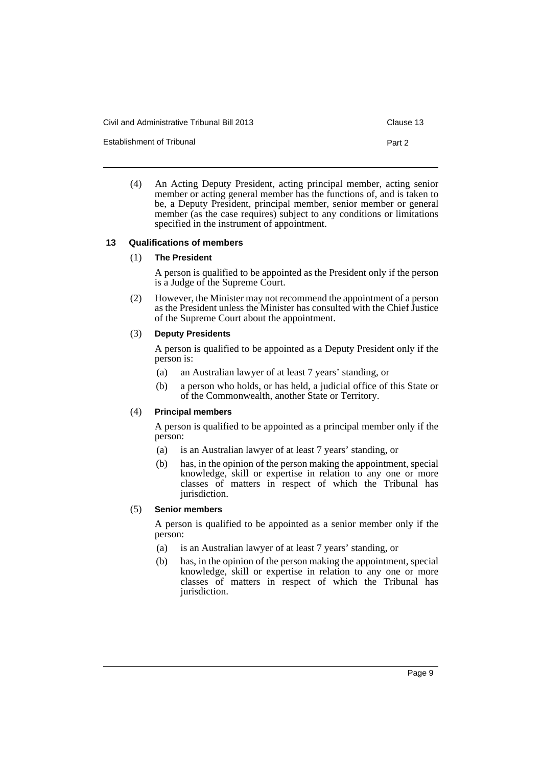(4) An Acting Deputy President, acting principal member, acting senior member or acting general member has the functions of, and is taken to be, a Deputy President, principal member, senior member or general member (as the case requires) subject to any conditions or limitations specified in the instrument of appointment.

### 13 Qualifications of members

(1) **The President**

A person is qualified to be appointed as the President only if the person is a Judge of the Supreme Court.

(2) However, the Minister may not recommend the appointment of a person as the President unless the Minister has consulted with the Chief Justice of the Supreme Court about the appointment.

(3) **Deputy Presidents**

A person is qualified to be appointed as a Deputy President only if the person is:

- (a) an Australian lawyer of at least 7 years' standing, or
- (b) a person who holds, or has held, a judicial office of this State or of the Commonwealth, another State or Territory.

(4) **Principal members**

A person is qualified to be appointed as a principal member only if the person:

- (a) is an Australian lawyer of at least 7 years' standing, or
- (b) has, in the opinion of the person making the appointment, special knowledge, skill or expertise in relation to any one or more classes of matters in respect of which the Tribunal has jurisdiction.

(5) **Senior members**

A person is qualified to be appointed as a senior member only if the person:

- (a) is an Australian lawyer of at least 7 years' standing, or
- (b) has, in the opinion of the person making the appointment, special knowledge, skill or expertise in relation to any one or more classes of matters in respect of which the Tribunal has jurisdiction.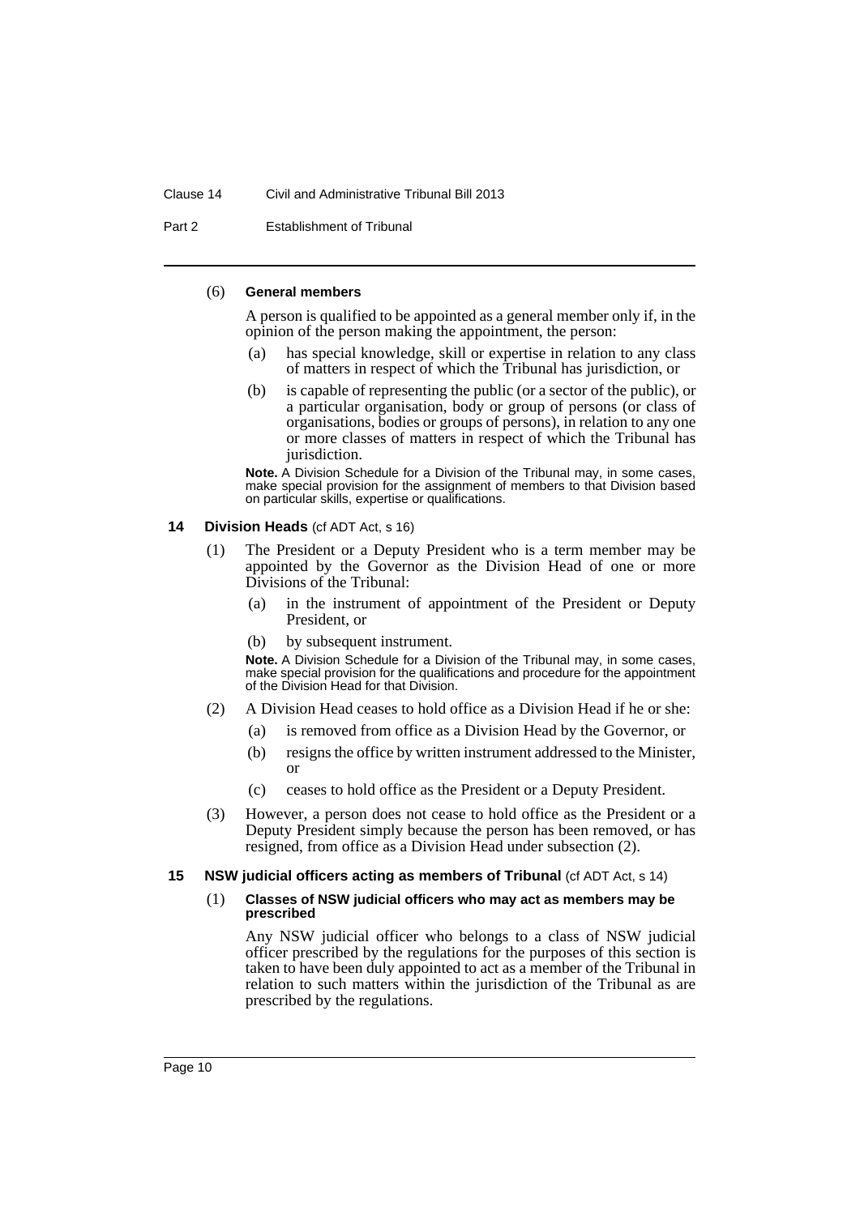(6) **General members**

A person is qualified to be appointed as a general member only if, in the opinion of the person making the appointment, the person:

(a) has special knowledge, skill or expertise in relation to any class of matters in respect of which the Tribunal has jurisdiction, or

(b) is capable of representing the public (or a sector of the public), or a particular organisation, body or group of persons (or class of organisations, bodies or groups of persons), in relation to any one or more classes of matters in respect of which the Tribunal has jurisdiction.

**Note.** A Division Schedule for a Division of the Tribunal may, in some cases, make special provision for the assignment of members to that Division based on particular skills, expertise or qualifications.

### 14 Division Heads (cf ADT Act, s 16)

(1) The President or a Deputy President who is a term member may be appointed by the Governor as the Division Head of one or more Divisions of the Tribunal:

(a) in the instrument of appointment of the President or Deputy President, or

(b) by subsequent instrument.

**Note.** A Division Schedule for a Division of the Tribunal may, in some cases, make special provision for the qualifications and procedure for the appointment of the Division Head for that Division.

(2) A Division Head ceases to hold office as a Division Head if he or she:

(a) is removed from office as a Division Head by the Governor, or

(b) resigns the office by written instrument addressed to the Minister, or

(c) ceases to hold office as the President or a Deputy President.

(3) However, a person does not cease to hold office as the President or a Deputy President simply because the person has been removed, or has resigned, from office as a Division Head under subsection (2).

### 15 NSW judicial officers acting as members of Tribunal (cf ADT Act, s 14)

(1) **Classes of NSW judicial officers who may act as members may be prescribed**

Any NSW judicial officer who belongs to a class of NSW judicial officer prescribed by the regulations for the purposes of this section is taken to have been duly appointed to act as a member of the Tribunal in relation to such matters within the jurisdiction of the Tribunal as are prescribed by the regulations.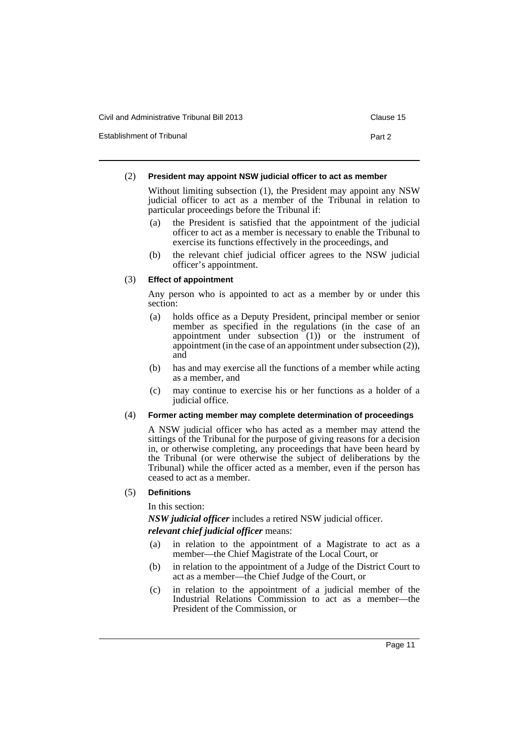(2) **President may appoint NSW judicial officer to act as member**

Without limiting subsection (1), the President may appoint any NSW judicial officer to act as a member of the Tribunal in relation to particular proceedings before the Tribunal if:

- (a) the President is satisfied that the appointment of the judicial officer to act as a member is necessary to enable the Tribunal to exercise its functions effectively in the proceedings, and
- (b) the relevant chief judicial officer agrees to the NSW judicial officer's appointment.

(3) **Effect of appointment**

Any person who is appointed to act as a member by or under this section:

- (a) holds office as a Deputy President, principal member or senior member as specified in the regulations (in the case of an appointment under subsection (1)) or the instrument of appointment (in the case of an appointment under subsection (2)), and
- (b) has and may exercise all the functions of a member while acting as a member, and
- (c) may continue to exercise his or her functions as a holder of a judicial office.

(4) **Former acting member may complete determination of proceedings**

A NSW judicial officer who has acted as a member may attend the sittings of the Tribunal for the purpose of giving reasons for a decision in, or otherwise completing, any proceedings that have been heard by the Tribunal (or were otherwise the subject of deliberations by the Tribunal) while the officer acted as a member, even if the person has ceased to act as a member.

(5) **Definitions**

In this section:

***NSW judicial officer*** includes a retired NSW judicial officer.

***relevant chief judicial officer*** means:

- (a) in relation to the appointment of a Magistrate to act as a member—the Chief Magistrate of the Local Court, or
- (b) in relation to the appointment of a Judge of the District Court to act as a member—the Chief Judge of the Court, or
- (c) in relation to the appointment of a judicial member of the Industrial Relations Commission to act as a member—the President of the Commission, or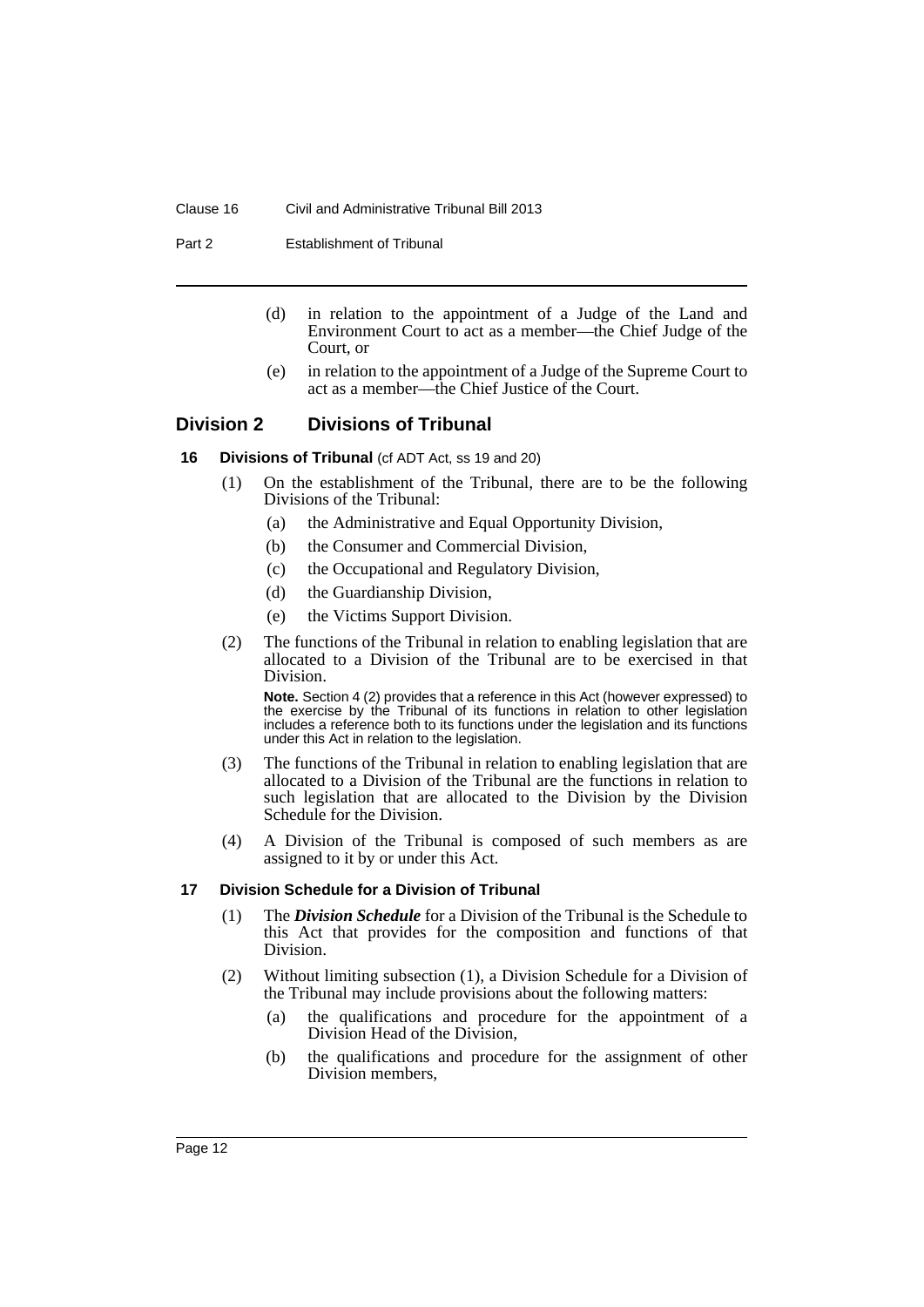(d) in relation to the appointment of a Judge of the Land and Environment Court to act as a member—the Chief Judge of the Court, or

(e) in relation to the appointment of a Judge of the Supreme Court to act as a member—the Chief Justice of the Court.

## Division 2 Divisions of Tribunal

### 16 Divisions of Tribunal (cf ADT Act, ss 19 and 20)

(1) On the establishment of the Tribunal, there are to be the following Divisions of the Tribunal:

(a) the Administrative and Equal Opportunity Division,

(b) the Consumer and Commercial Division,

(c) the Occupational and Regulatory Division,

(d) the Guardianship Division,

(e) the Victims Support Division.

(2) The functions of the Tribunal in relation to enabling legislation that are allocated to a Division of the Tribunal are to be exercised in that Division.

**Note.** Section 4 (2) provides that a reference in this Act (however expressed) to the exercise by the Tribunal of its functions in relation to other legislation includes a reference both to its functions under the legislation and its functions under this Act in relation to the legislation.

(3) The functions of the Tribunal in relation to enabling legislation that are allocated to a Division of the Tribunal are the functions in relation to such legislation that are allocated to the Division by the Division Schedule for the Division.

(4) A Division of the Tribunal is composed of such members as are assigned to it by or under this Act.

### 17 Division Schedule for a Division of Tribunal

(1) The ***Division Schedule*** for a Division of the Tribunal is the Schedule to this Act that provides for the composition and functions of that Division.

(2) Without limiting subsection (1), a Division Schedule for a Division of the Tribunal may include provisions about the following matters:

(a) the qualifications and procedure for the appointment of a Division Head of the Division,

(b) the qualifications and procedure for the assignment of other Division members,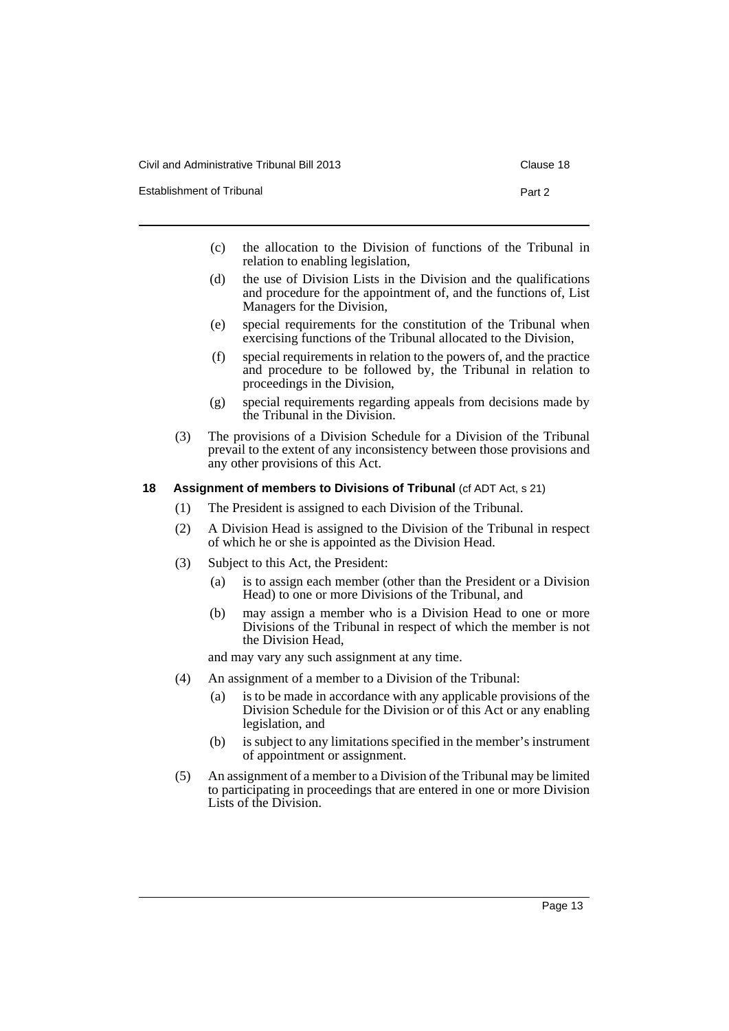(c) the allocation to the Division of functions of the Tribunal in relation to enabling legislation,

(d) the use of Division Lists in the Division and the qualifications and procedure for the appointment of, and the functions of, List Managers for the Division,

(e) special requirements for the constitution of the Tribunal when exercising functions of the Tribunal allocated to the Division,

(f) special requirements in relation to the powers of, and the practice and procedure to be followed by, the Tribunal in relation to proceedings in the Division,

(g) special requirements regarding appeals from decisions made by the Tribunal in the Division.

(3) The provisions of a Division Schedule for a Division of the Tribunal prevail to the extent of any inconsistency between those provisions and any other provisions of this Act.

### 18 Assignment of members to Divisions of Tribunal (cf ADT Act, s 21)

(1) The President is assigned to each Division of the Tribunal.

(2) A Division Head is assigned to the Division of the Tribunal in respect of which he or she is appointed as the Division Head.

(3) Subject to this Act, the President:

- (a) is to assign each member (other than the President or a Division Head) to one or more Divisions of the Tribunal, and
- (b) may assign a member who is a Division Head to one or more Divisions of the Tribunal in respect of which the member is not the Division Head,

and may vary any such assignment at any time.

(4) An assignment of a member to a Division of the Tribunal:

- (a) is to be made in accordance with any applicable provisions of the Division Schedule for the Division or of this Act or any enabling legislation, and
- (b) is subject to any limitations specified in the member's instrument of appointment or assignment.

(5) An assignment of a member to a Division of the Tribunal may be limited to participating in proceedings that are entered in one or more Division Lists of the Division.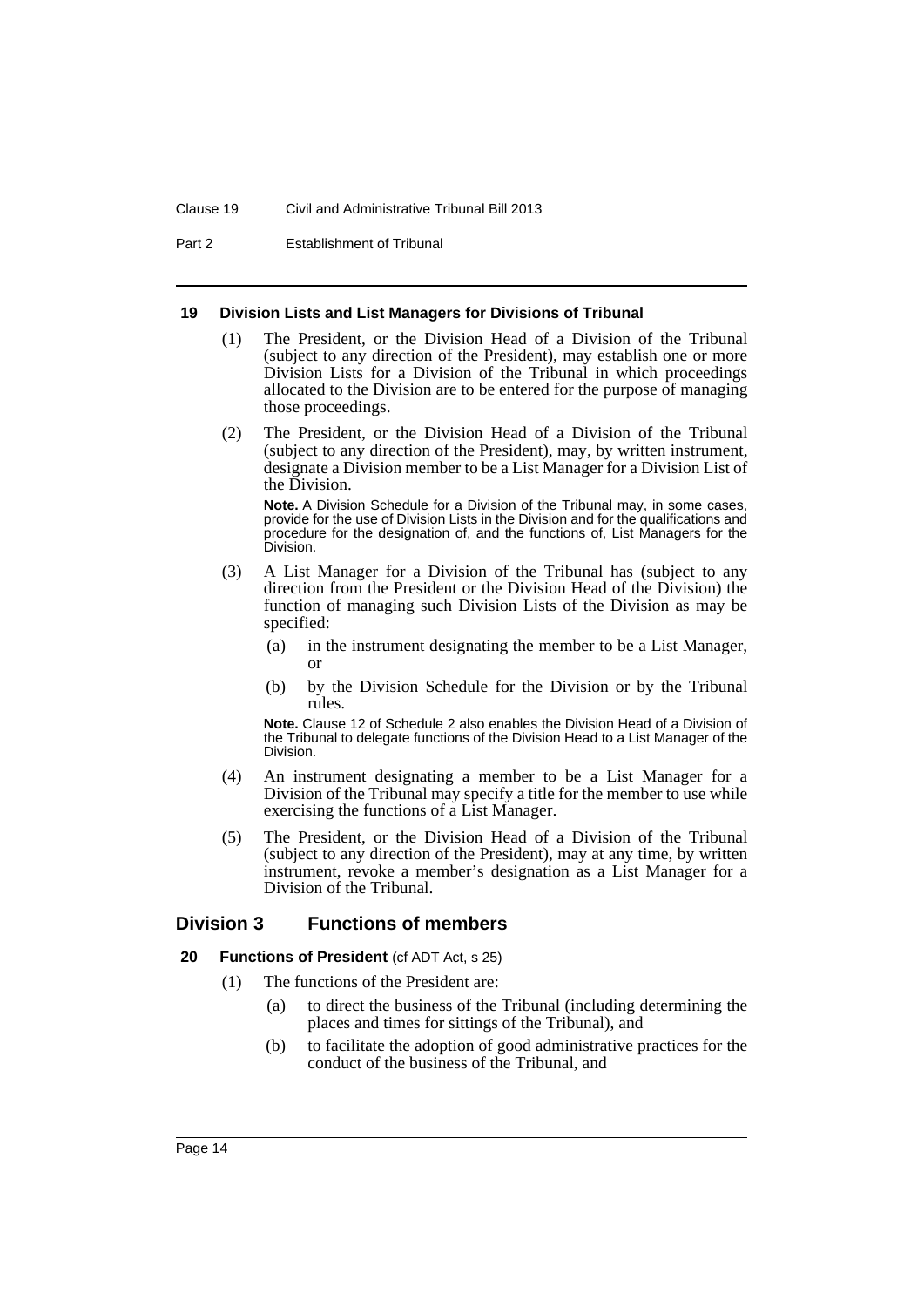#### 19 Division Lists and List Managers for Divisions of Tribunal

(1) The President, or the Division Head of a Division of the Tribunal (subject to any direction of the President), may establish one or more Division Lists for a Division of the Tribunal in which proceedings allocated to the Division are to be entered for the purpose of managing those proceedings.

(2) The President, or the Division Head of a Division of the Tribunal (subject to any direction of the President), may, by written instrument, designate a Division member to be a List Manager for a Division List of the Division.

**Note.** A Division Schedule for a Division of the Tribunal may, in some cases, provide for the use of Division Lists in the Division and for the qualifications and procedure for the designation of, and the functions of, List Managers for the Division.

(3) A List Manager for a Division of the Tribunal has (subject to any direction from the President or the Division Head of the Division) the function of managing such Division Lists of the Division as may be specified:

(a) in the instrument designating the member to be a List Manager, or

(b) by the Division Schedule for the Division or by the Tribunal rules.

**Note.** Clause 12 of Schedule 2 also enables the Division Head of a Division of the Tribunal to delegate functions of the Division Head to a List Manager of the Division.

(4) An instrument designating a member to be a List Manager for a Division of the Tribunal may specify a title for the member to use while exercising the functions of a List Manager.

(5) The President, or the Division Head of a Division of the Tribunal (subject to any direction of the President), may at any time, by written instrument, revoke a member's designation as a List Manager for a Division of the Tribunal.

## Division 3 Functions of members

#### 20 Functions of President (cf ADT Act, s 25)

(1) The functions of the President are:

(a) to direct the business of the Tribunal (including determining the places and times for sittings of the Tribunal), and

(b) to facilitate the adoption of good administrative practices for the conduct of the business of the Tribunal, and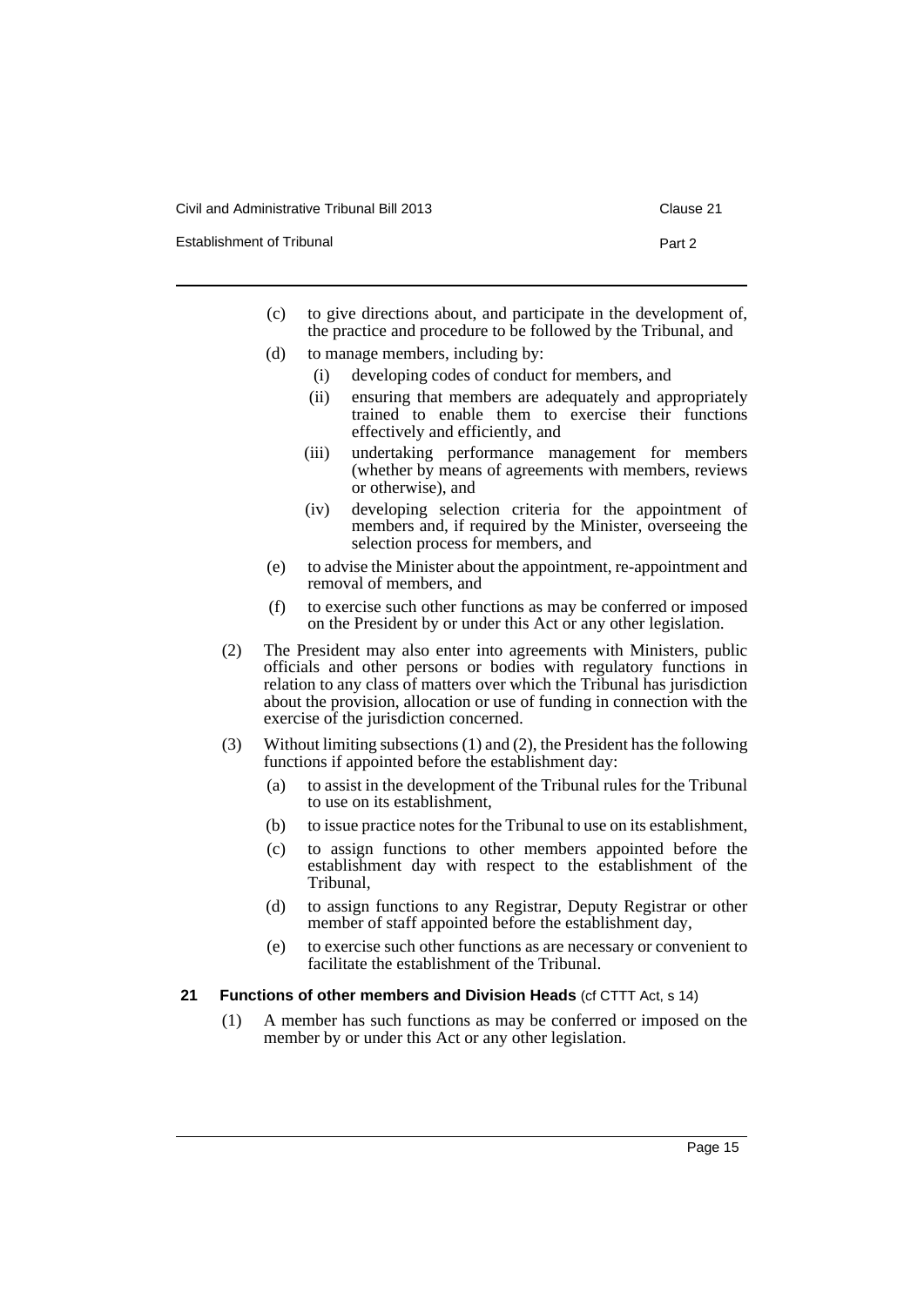(c) to give directions about, and participate in the development of, the practice and procedure to be followed by the Tribunal, and

(d) to manage members, including by:

(i) developing codes of conduct for members, and

(ii) ensuring that members are adequately and appropriately trained to enable them to exercise their functions effectively and efficiently, and

(iii) undertaking performance management for members (whether by means of agreements with members, reviews or otherwise), and

(iv) developing selection criteria for the appointment of members and, if required by the Minister, overseeing the selection process for members, and

(e) to advise the Minister about the appointment, re-appointment and removal of members, and

(f) to exercise such other functions as may be conferred or imposed on the President by or under this Act or any other legislation.

(2) The President may also enter into agreements with Ministers, public officials and other persons or bodies with regulatory functions in relation to any class of matters over which the Tribunal has jurisdiction about the provision, allocation or use of funding in connection with the exercise of the jurisdiction concerned.

(3) Without limiting subsections (1) and (2), the President has the following functions if appointed before the establishment day:

(a) to assist in the development of the Tribunal rules for the Tribunal to use on its establishment,

(b) to issue practice notes for the Tribunal to use on its establishment,

(c) to assign functions to other members appointed before the establishment day with respect to the establishment of the Tribunal,

(d) to assign functions to any Registrar, Deputy Registrar or other member of staff appointed before the establishment day,

(e) to exercise such other functions as are necessary or convenient to facilitate the establishment of the Tribunal.

### 21 Functions of other members and Division Heads (cf CTTT Act, s 14)

(1) A member has such functions as may be conferred or imposed on the member by or under this Act or any other legislation.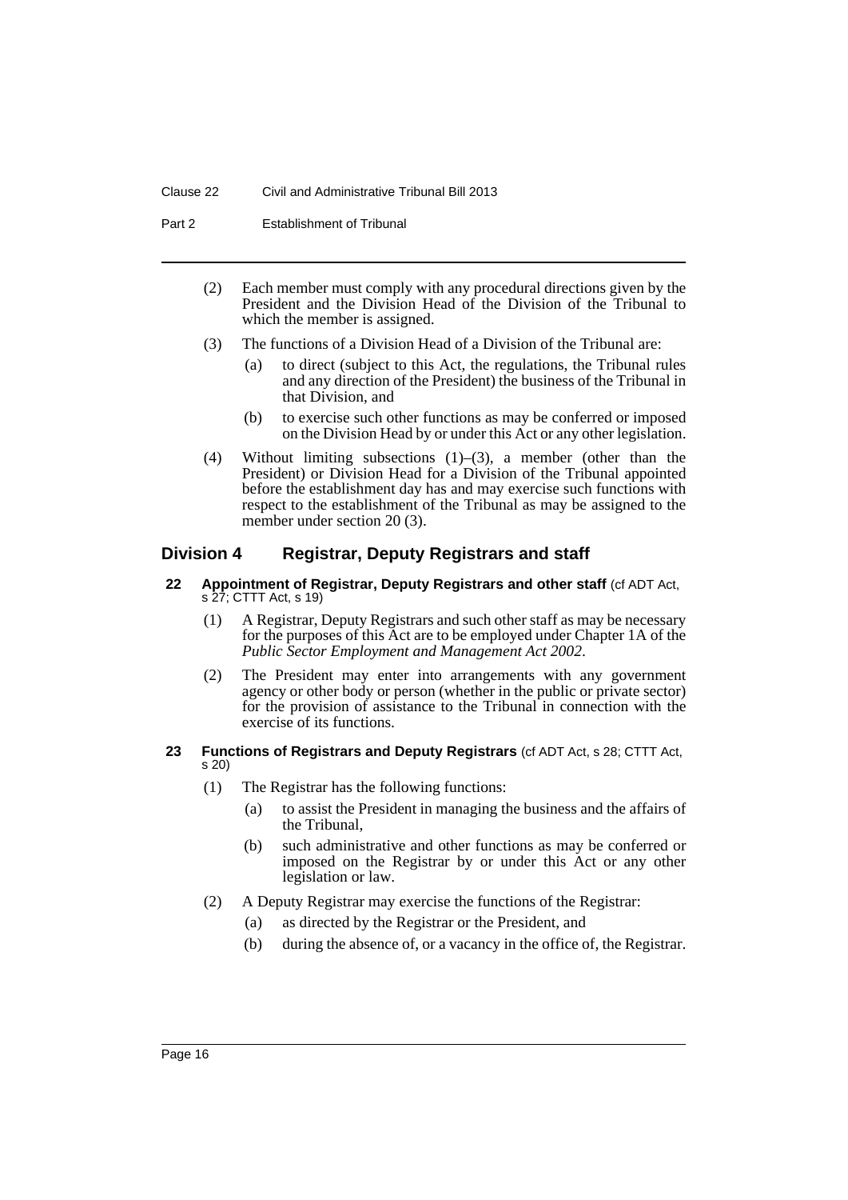(2) Each member must comply with any procedural directions given by the President and the Division Head of the Division of the Tribunal to which the member is assigned.

(3) The functions of a Division Head of a Division of the Tribunal are:

(a) to direct (subject to this Act, the regulations, the Tribunal rules and any direction of the President) the business of the Tribunal in that Division, and

(b) to exercise such other functions as may be conferred or imposed on the Division Head by or under this Act or any other legislation.

(4) Without limiting subsections (1)–(3), a member (other than the President) or Division Head for a Division of the Tribunal appointed before the establishment day has and may exercise such functions with respect to the establishment of the Tribunal as may be assigned to the member under section 20 (3).

## Division 4 Registrar, Deputy Registrars and staff

### 22 Appointment of Registrar, Deputy Registrars and other staff (cf ADT Act, s 27; CTTT Act, s 19)

(1) A Registrar, Deputy Registrars and such other staff as may be necessary for the purposes of this Act are to be employed under Chapter 1A of the *Public Sector Employment and Management Act 2002*.

(2) The President may enter into arrangements with any government agency or other body or person (whether in the public or private sector) for the provision of assistance to the Tribunal in connection with the exercise of its functions.

### 23 Functions of Registrars and Deputy Registrars (cf ADT Act, s 28; CTTT Act, s 20)

(1) The Registrar has the following functions:

(a) to assist the President in managing the business and the affairs of the Tribunal,

(b) such administrative and other functions as may be conferred or imposed on the Registrar by or under this Act or any other legislation or law.

(2) A Deputy Registrar may exercise the functions of the Registrar:

(a) as directed by the Registrar or the President, and

(b) during the absence of, or a vacancy in the office of, the Registrar.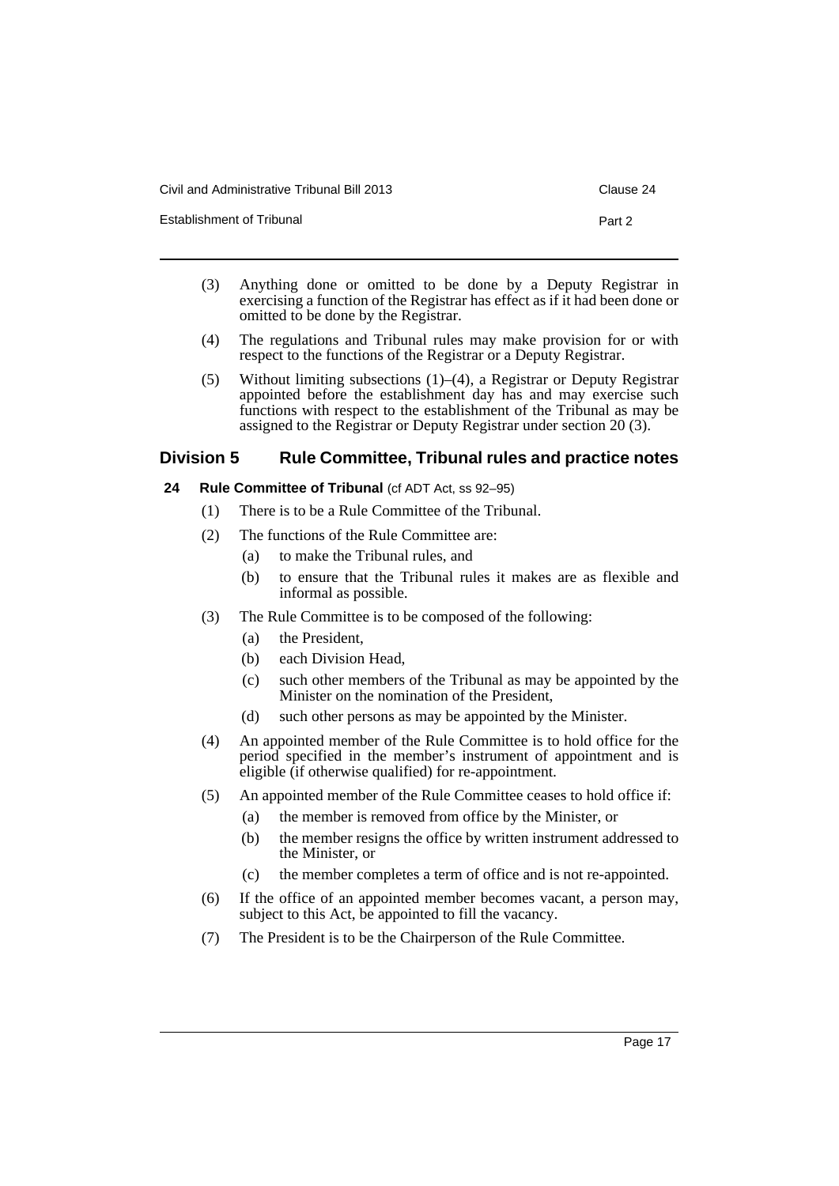(3) Anything done or omitted to be done by a Deputy Registrar in exercising a function of the Registrar has effect as if it had been done or omitted to be done by the Registrar.

(4) The regulations and Tribunal rules may make provision for or with respect to the functions of the Registrar or a Deputy Registrar.

(5) Without limiting subsections (1)–(4), a Registrar or Deputy Registrar appointed before the establishment day has and may exercise such functions with respect to the establishment of the Tribunal as may be assigned to the Registrar or Deputy Registrar under section 20 (3).

## Division 5 Rule Committee, Tribunal rules and practice notes

### 24 Rule Committee of Tribunal (cf ADT Act, ss 92–95)

(1) There is to be a Rule Committee of the Tribunal.

(2) The functions of the Rule Committee are:

- (a) to make the Tribunal rules, and
- (b) to ensure that the Tribunal rules it makes are as flexible and informal as possible.

(3) The Rule Committee is to be composed of the following:

- (a) the President,
- (b) each Division Head,
- (c) such other members of the Tribunal as may be appointed by the Minister on the nomination of the President,
- (d) such other persons as may be appointed by the Minister.

(4) An appointed member of the Rule Committee is to hold office for the period specified in the member's instrument of appointment and is eligible (if otherwise qualified) for re-appointment.

(5) An appointed member of the Rule Committee ceases to hold office if:

- (a) the member is removed from office by the Minister, or
- (b) the member resigns the office by written instrument addressed to the Minister, or
- (c) the member completes a term of office and is not re-appointed.

(6) If the office of an appointed member becomes vacant, a person may, subject to this Act, be appointed to fill the vacancy.

(7) The President is to be the Chairperson of the Rule Committee.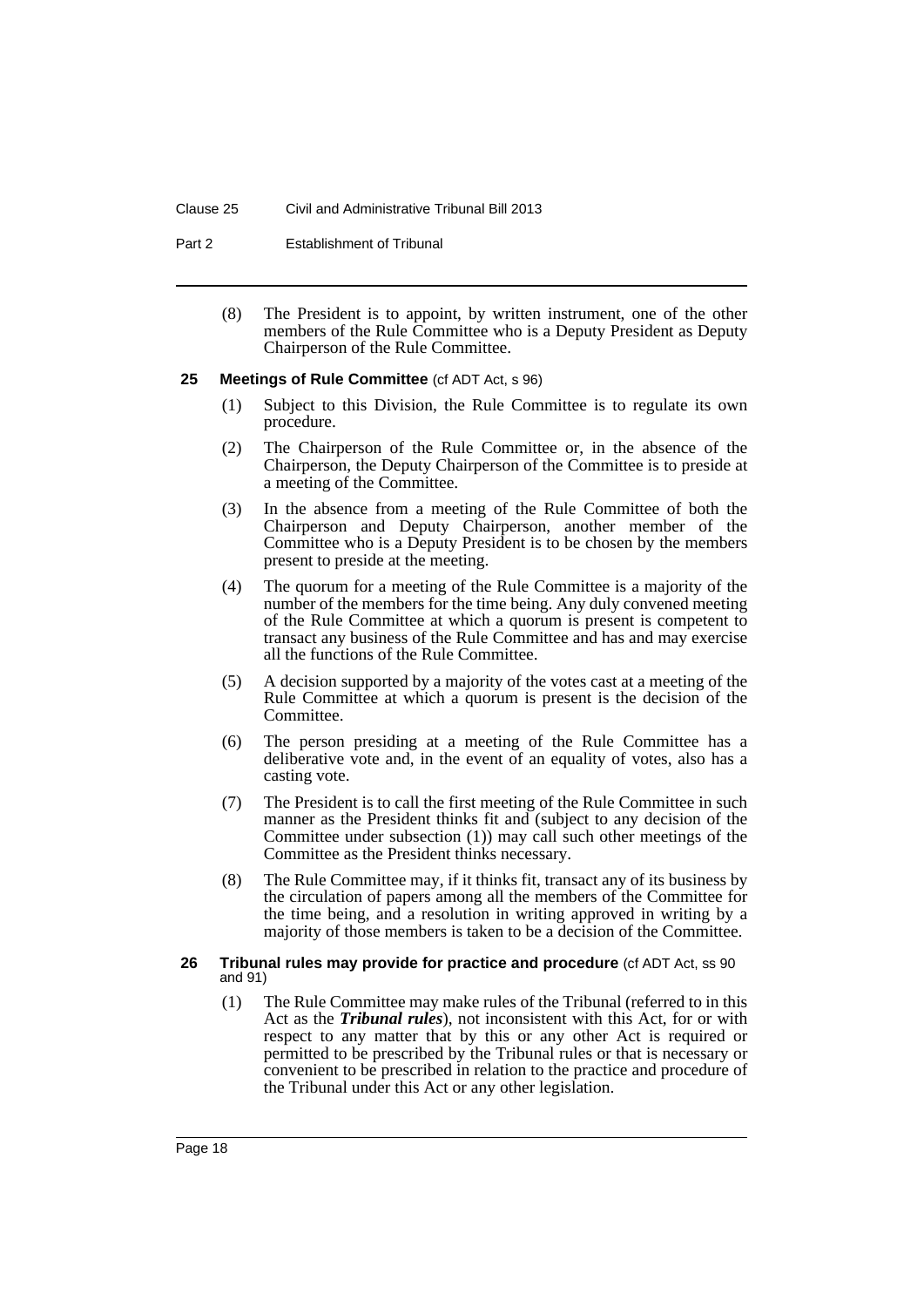(8) The President is to appoint, by written instrument, one of the other members of the Rule Committee who is a Deputy President as Deputy Chairperson of the Rule Committee.

### 25 Meetings of Rule Committee (cf ADT Act, s 96)

(1) Subject to this Division, the Rule Committee is to regulate its own procedure.

(2) The Chairperson of the Rule Committee or, in the absence of the Chairperson, the Deputy Chairperson of the Committee is to preside at a meeting of the Committee.

(3) In the absence from a meeting of the Rule Committee of both the Chairperson and Deputy Chairperson, another member of the Committee who is a Deputy President is to be chosen by the members present to preside at the meeting.

(4) The quorum for a meeting of the Rule Committee is a majority of the number of the members for the time being. Any duly convened meeting of the Rule Committee at which a quorum is present is competent to transact any business of the Rule Committee and has and may exercise all the functions of the Rule Committee.

(5) A decision supported by a majority of the votes cast at a meeting of the Rule Committee at which a quorum is present is the decision of the Committee.

(6) The person presiding at a meeting of the Rule Committee has a deliberative vote and, in the event of an equality of votes, also has a casting vote.

(7) The President is to call the first meeting of the Rule Committee in such manner as the President thinks fit and (subject to any decision of the Committee under subsection (1)) may call such other meetings of the Committee as the President thinks necessary.

(8) The Rule Committee may, if it thinks fit, transact any of its business by the circulation of papers among all the members of the Committee for the time being, and a resolution in writing approved in writing by a majority of those members is taken to be a decision of the Committee.

### 26 Tribunal rules may provide for practice and procedure (cf ADT Act, ss 90 and 91)

(1) The Rule Committee may make rules of the Tribunal (referred to in this Act as the ***Tribunal rules***), not inconsistent with this Act, for or with respect to any matter that by this or any other Act is required or permitted to be prescribed by the Tribunal rules or that is necessary or convenient to be prescribed in relation to the practice and procedure of the Tribunal under this Act or any other legislation.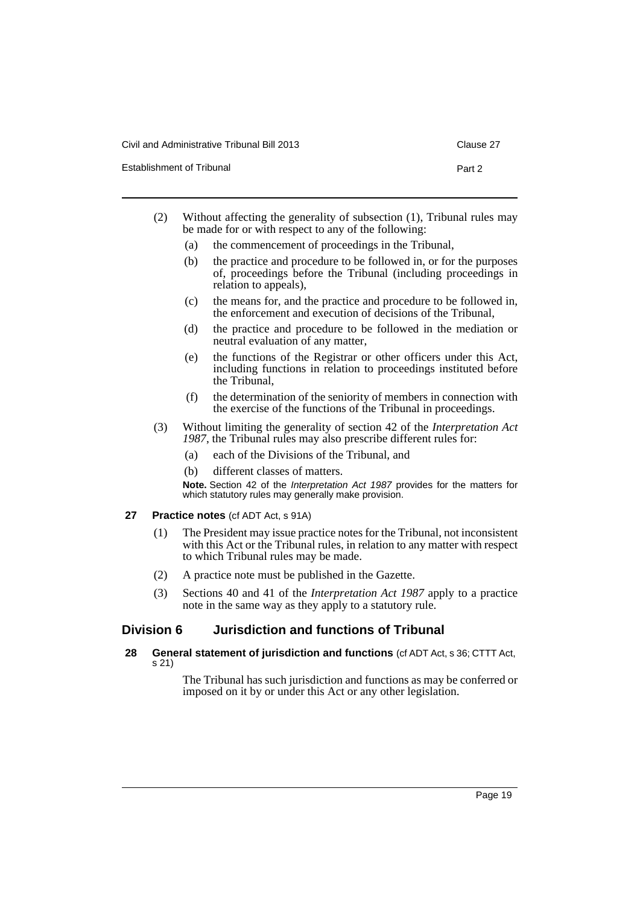(2) Without affecting the generality of subsection (1), Tribunal rules may be made for or with respect to any of the following:

(a) the commencement of proceedings in the Tribunal,

(b) the practice and procedure to be followed in, or for the purposes of, proceedings before the Tribunal (including proceedings in relation to appeals),

(c) the means for, and the practice and procedure to be followed in, the enforcement and execution of decisions of the Tribunal,

(d) the practice and procedure to be followed in the mediation or neutral evaluation of any matter,

(e) the functions of the Registrar or other officers under this Act, including functions in relation to proceedings instituted before the Tribunal,

(f) the determination of the seniority of members in connection with the exercise of the functions of the Tribunal in proceedings.

(3) Without limiting the generality of section 42 of the *Interpretation Act 1987*, the Tribunal rules may also prescribe different rules for:

(a) each of the Divisions of the Tribunal, and

(b) different classes of matters.

**Note.** Section 42 of the *Interpretation Act 1987* provides for the matters for which statutory rules may generally make provision.

### 27 Practice notes (cf ADT Act, s 91A)

(1) The President may issue practice notes for the Tribunal, not inconsistent with this Act or the Tribunal rules, in relation to any matter with respect to which Tribunal rules may be made.

(2) A practice note must be published in the Gazette.

(3) Sections 40 and 41 of the *Interpretation Act 1987* apply to a practice note in the same way as they apply to a statutory rule.

## Division 6 Jurisdiction and functions of Tribunal

### 28 General statement of jurisdiction and functions (cf ADT Act, s 36; CTTT Act, s 21)

The Tribunal has such jurisdiction and functions as may be conferred or imposed on it by or under this Act or any other legislation.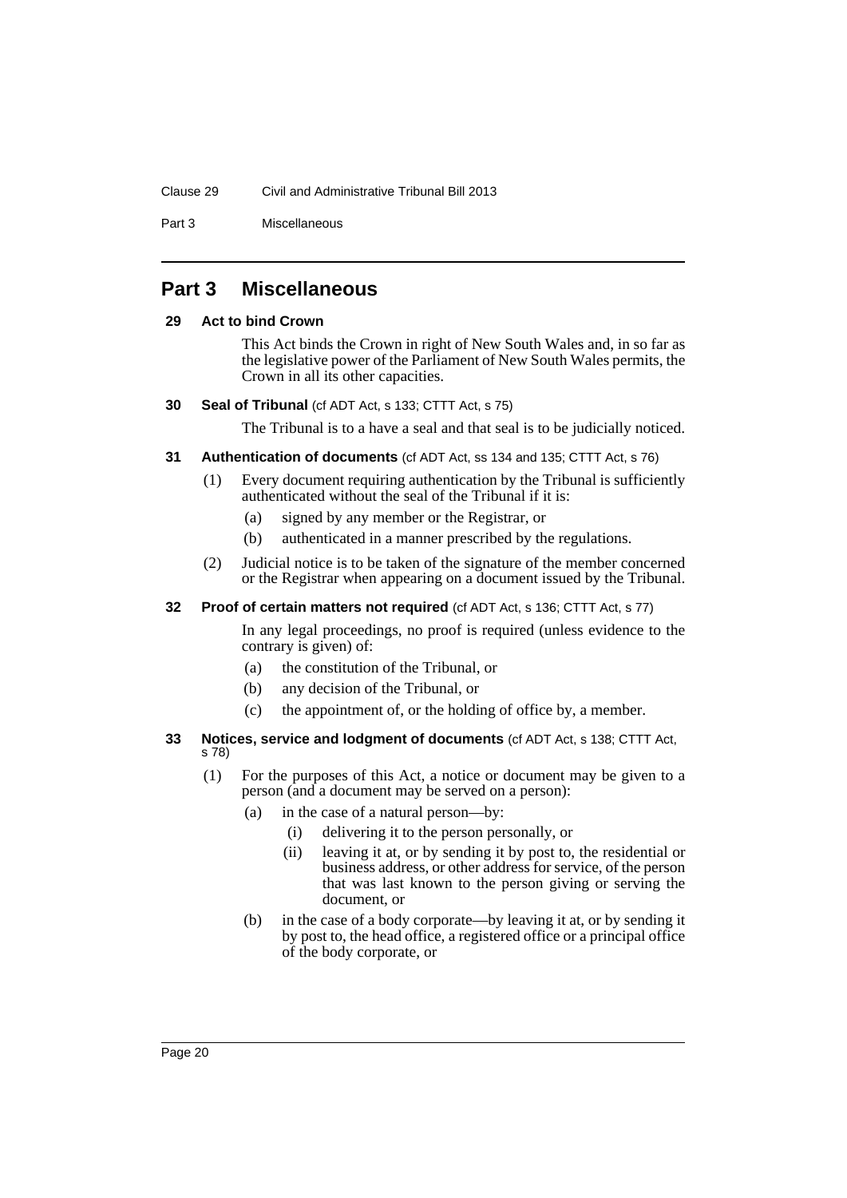# Part 3 Miscellaneous

### 29 Act to bind Crown

This Act binds the Crown in right of New South Wales and, in so far as the legislative power of the Parliament of New South Wales permits, the Crown in all its other capacities.

### 30 Seal of Tribunal (cf ADT Act, s 133; CTTT Act, s 75)

The Tribunal is to a have a seal and that seal is to be judicially noticed.

### 31 Authentication of documents (cf ADT Act, ss 134 and 135; CTTT Act, s 76)

(1) Every document requiring authentication by the Tribunal is sufficiently authenticated without the seal of the Tribunal if it is:

- (a) signed by any member or the Registrar, or
- (b) authenticated in a manner prescribed by the regulations.

(2) Judicial notice is to be taken of the signature of the member concerned or the Registrar when appearing on a document issued by the Tribunal.

### 32 Proof of certain matters not required (cf ADT Act, s 136; CTTT Act, s 77)

In any legal proceedings, no proof is required (unless evidence to the contrary is given) of:

- (a) the constitution of the Tribunal, or
- (b) any decision of the Tribunal, or
- (c) the appointment of, or the holding of office by, a member.

### 33 Notices, service and lodgment of documents (cf ADT Act, s 138; CTTT Act, s 78)

(1) For the purposes of this Act, a notice or document may be given to a person (and a document may be served on a person):

- (a) in the case of a natural person—by:
  - (i) delivering it to the person personally, or
  - (ii) leaving it at, or by sending it by post to, the residential or business address, or other address for service, of the person that was last known to the person giving or serving the document, or
- (b) in the case of a body corporate—by leaving it at, or by sending it by post to, the head office, a registered office or a principal office of the body corporate, or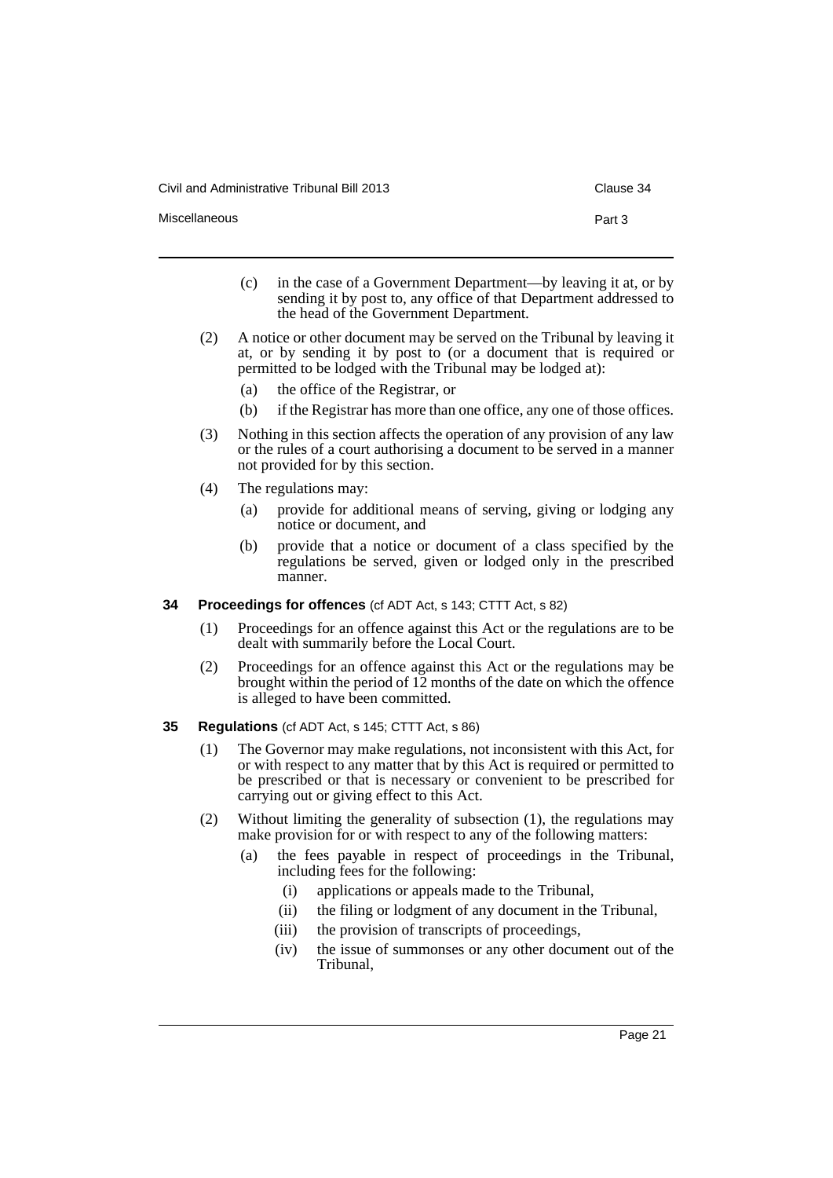(c) in the case of a Government Department—by leaving it at, or by sending it by post to, any office of that Department addressed to the head of the Government Department.

(2) A notice or other document may be served on the Tribunal by leaving it at, or by sending it by post to (or a document that is required or permitted to be lodged with the Tribunal may be lodged at):

(a) the office of the Registrar, or

(b) if the Registrar has more than one office, any one of those offices.

(3) Nothing in this section affects the operation of any provision of any law or the rules of a court authorising a document to be served in a manner not provided for by this section.

(4) The regulations may:

(a) provide for additional means of serving, giving or lodging any notice or document, and

(b) provide that a notice or document of a class specified by the regulations be served, given or lodged only in the prescribed manner.

### 34 Proceedings for offences (cf ADT Act, s 143; CTTT Act, s 82)

(1) Proceedings for an offence against this Act or the regulations are to be dealt with summarily before the Local Court.

(2) Proceedings for an offence against this Act or the regulations may be brought within the period of 12 months of the date on which the offence is alleged to have been committed.

### 35 Regulations (cf ADT Act, s 145; CTTT Act, s 86)

(1) The Governor may make regulations, not inconsistent with this Act, for or with respect to any matter that by this Act is required or permitted to be prescribed or that is necessary or convenient to be prescribed for carrying out or giving effect to this Act.

(2) Without limiting the generality of subsection (1), the regulations may make provision for or with respect to any of the following matters:

(a) the fees payable in respect of proceedings in the Tribunal, including fees for the following:

(i) applications or appeals made to the Tribunal,

(ii) the filing or lodgment of any document in the Tribunal,

(iii) the provision of transcripts of proceedings,

(iv) the issue of summonses or any other document out of the Tribunal,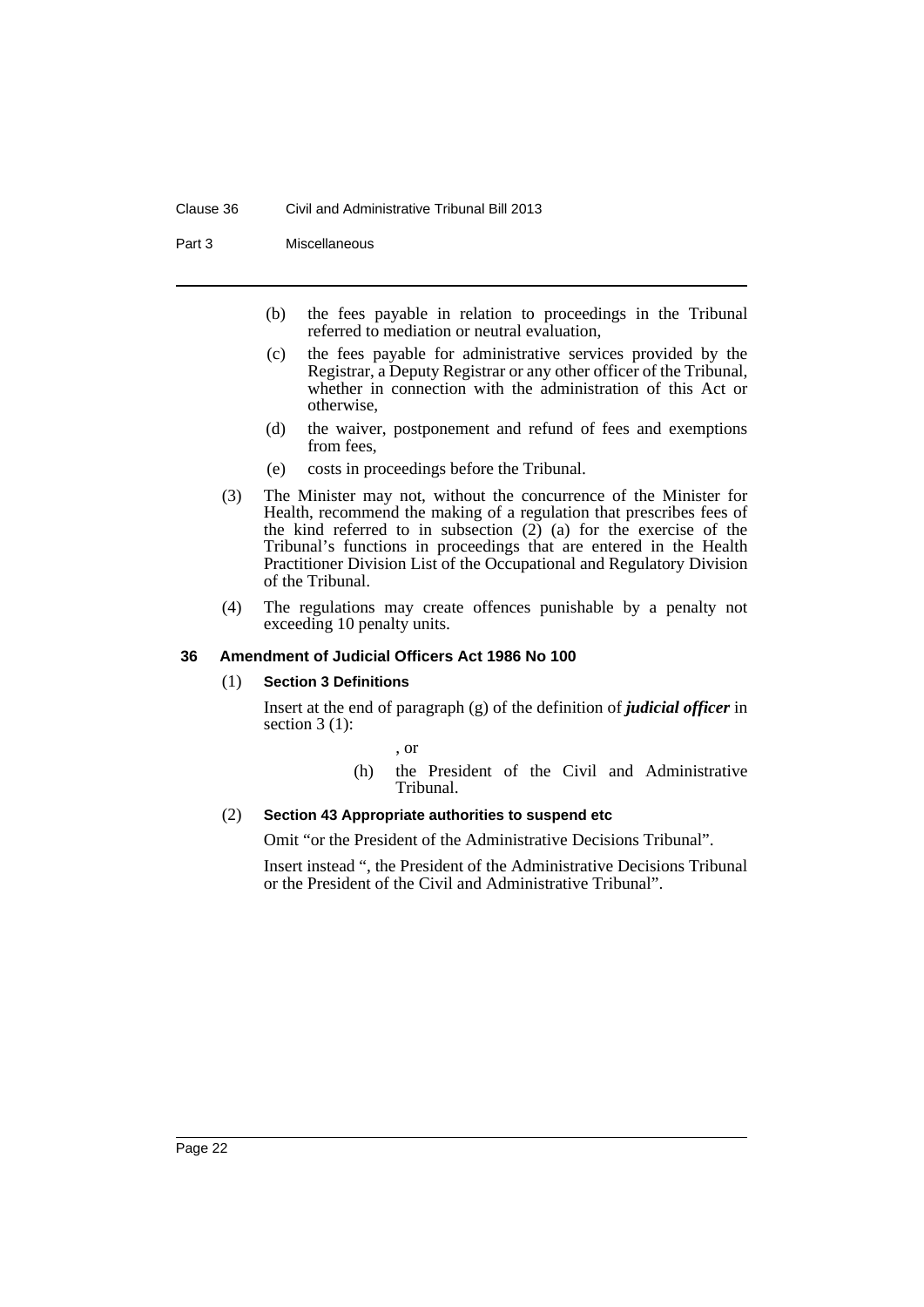(b) the fees payable in relation to proceedings in the Tribunal referred to mediation or neutral evaluation,

(c) the fees payable for administrative services provided by the Registrar, a Deputy Registrar or any other officer of the Tribunal, whether in connection with the administration of this Act or otherwise,

(d) the waiver, postponement and refund of fees and exemptions from fees,

(e) costs in proceedings before the Tribunal.

(3) The Minister may not, without the concurrence of the Minister for Health, recommend the making of a regulation that prescribes fees of the kind referred to in subsection (2) (a) for the exercise of the Tribunal's functions in proceedings that are entered in the Health Practitioner Division List of the Occupational and Regulatory Division of the Tribunal.

(4) The regulations may create offences punishable by a penalty not exceeding 10 penalty units.

### 36 Amendment of Judicial Officers Act 1986 No 100

(1) **Section 3 Definitions**

Insert at the end of paragraph (g) of the definition of ***judicial officer*** in section 3 (1):

, or

(h) the President of the Civil and Administrative Tribunal.

(2) **Section 43 Appropriate authorities to suspend etc**

Omit "or the President of the Administrative Decisions Tribunal".

Insert instead ", the President of the Administrative Decisions Tribunal or the President of the Civil and Administrative Tribunal".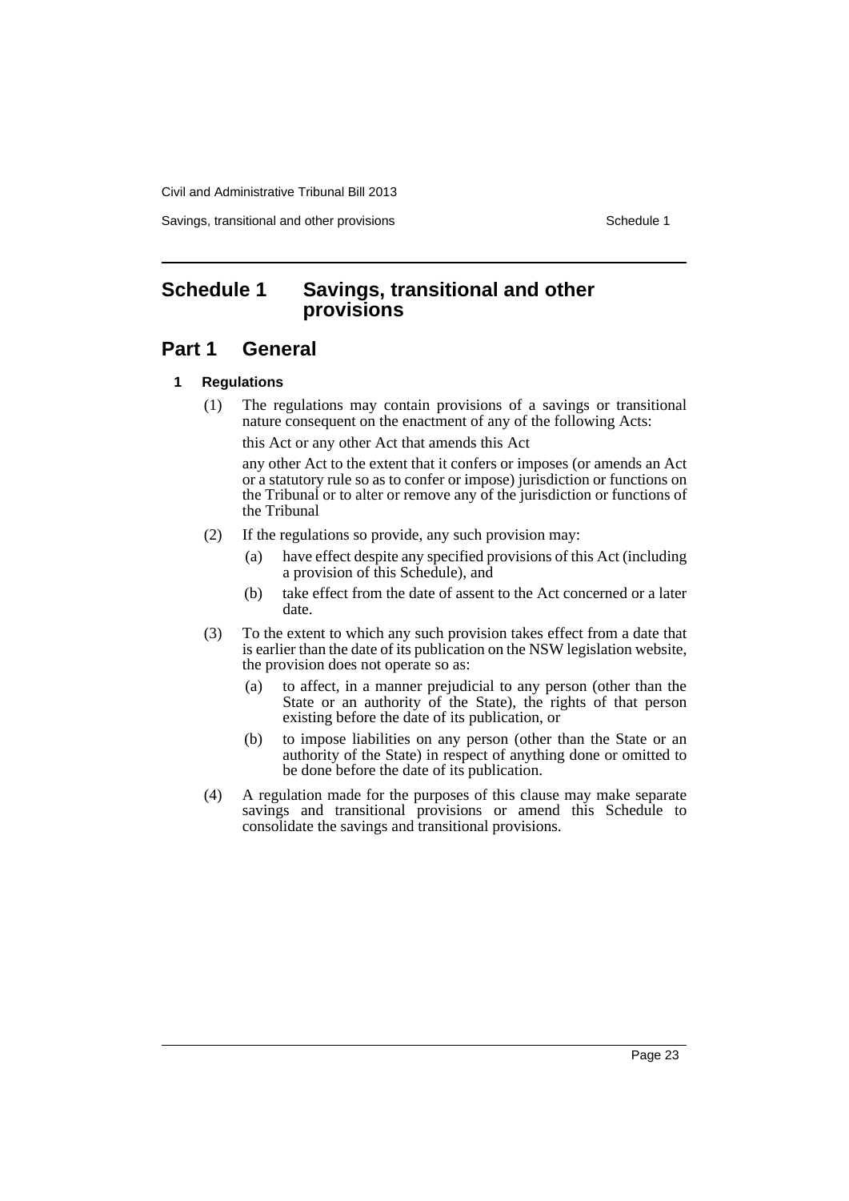# Schedule 1 Savings, transitional and other provisions

## Part 1 General

### 1 Regulations

(1) The regulations may contain provisions of a savings or transitional nature consequent on the enactment of any of the following Acts:

this Act or any other Act that amends this Act

any other Act to the extent that it confers or imposes (or amends an Act or a statutory rule so as to confer or impose) jurisdiction or functions on the Tribunal or to alter or remove any of the jurisdiction or functions of the Tribunal

(2) If the regulations so provide, any such provision may:

(a) have effect despite any specified provisions of this Act (including a provision of this Schedule), and

(b) take effect from the date of assent to the Act concerned or a later date.

(3) To the extent to which any such provision takes effect from a date that is earlier than the date of its publication on the NSW legislation website, the provision does not operate so as:

(a) to affect, in a manner prejudicial to any person (other than the State or an authority of the State), the rights of that person existing before the date of its publication, or

(b) to impose liabilities on any person (other than the State or an authority of the State) in respect of anything done or omitted to be done before the date of its publication.

(4) A regulation made for the purposes of this clause may make separate savings and transitional provisions or amend this Schedule to consolidate the savings and transitional provisions.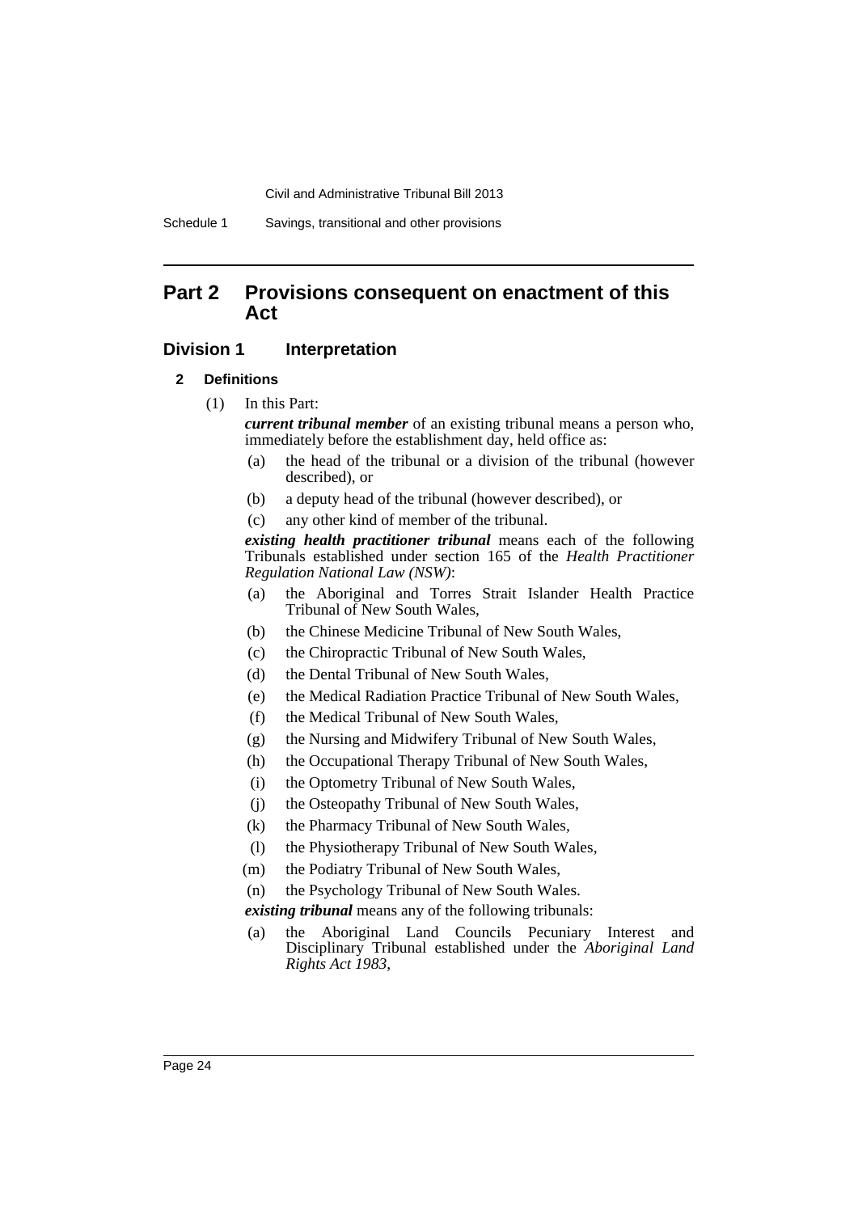## Part 2 Provisions consequent on enactment of this Act

### Division 1 Interpretation

#### 2 Definitions

(1) In this Part:

***current tribunal member*** of an existing tribunal means a person who, immediately before the establishment day, held office as:

(a) the head of the tribunal or a division of the tribunal (however described), or

(b) a deputy head of the tribunal (however described), or

(c) any other kind of member of the tribunal.

***existing health practitioner tribunal*** means each of the following Tribunals established under section 165 of the *Health Practitioner Regulation National Law (NSW)*:

(a) the Aboriginal and Torres Strait Islander Health Practice Tribunal of New South Wales,

(b) the Chinese Medicine Tribunal of New South Wales,

(c) the Chiropractic Tribunal of New South Wales,

(d) the Dental Tribunal of New South Wales,

(e) the Medical Radiation Practice Tribunal of New South Wales,

(f) the Medical Tribunal of New South Wales,

(g) the Nursing and Midwifery Tribunal of New South Wales,

(h) the Occupational Therapy Tribunal of New South Wales,

(i) the Optometry Tribunal of New South Wales,

(j) the Osteopathy Tribunal of New South Wales,

(k) the Pharmacy Tribunal of New South Wales,

(l) the Physiotherapy Tribunal of New South Wales,

(m) the Podiatry Tribunal of New South Wales,

(n) the Psychology Tribunal of New South Wales.

***existing tribunal*** means any of the following tribunals:

(a) the Aboriginal Land Councils Pecuniary Interest and Disciplinary Tribunal established under the *Aboriginal Land Rights Act 1983*,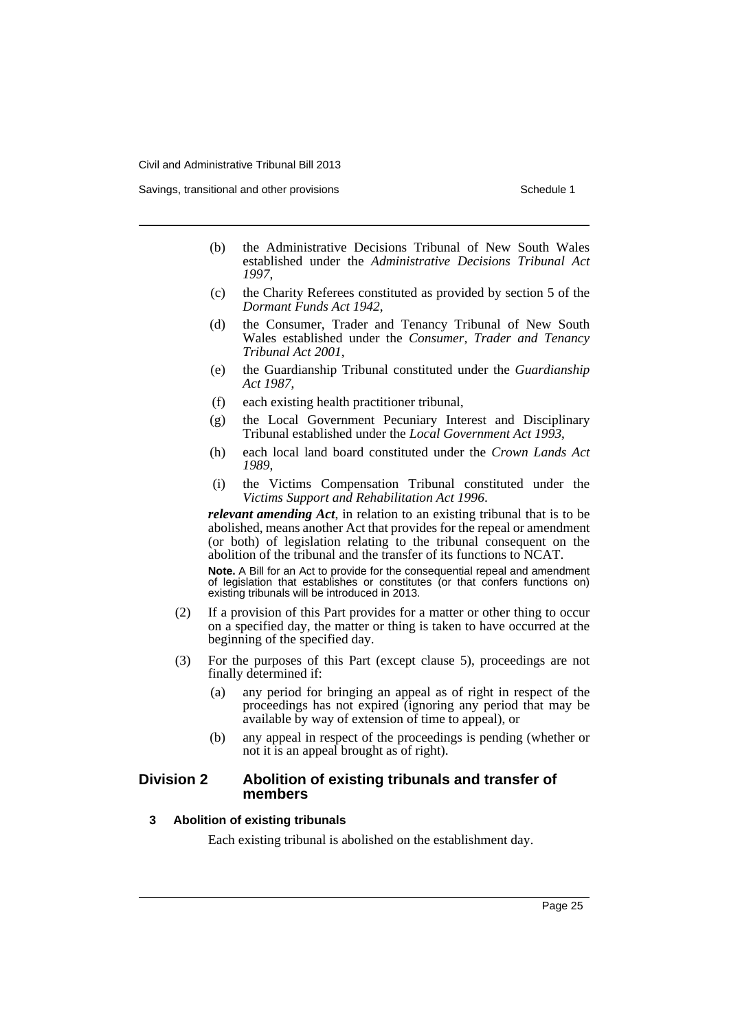(b) the Administrative Decisions Tribunal of New South Wales established under the *Administrative Decisions Tribunal Act 1997*,

(c) the Charity Referees constituted as provided by section 5 of the *Dormant Funds Act 1942*,

(d) the Consumer, Trader and Tenancy Tribunal of New South Wales established under the *Consumer, Trader and Tenancy Tribunal Act 2001*,

(e) the Guardianship Tribunal constituted under the *Guardianship Act 1987*,

(f) each existing health practitioner tribunal,

(g) the Local Government Pecuniary Interest and Disciplinary Tribunal established under the *Local Government Act 1993*,

(h) each local land board constituted under the *Crown Lands Act 1989*,

(i) the Victims Compensation Tribunal constituted under the *Victims Support and Rehabilitation Act 1996*.

***relevant amending Act***, in relation to an existing tribunal that is to be abolished, means another Act that provides for the repeal or amendment (or both) of legislation relating to the tribunal consequent on the abolition of the tribunal and the transfer of its functions to NCAT.

**Note.** A Bill for an Act to provide for the consequential repeal and amendment of legislation that establishes or constitutes (or that confers functions on) existing tribunals will be introduced in 2013.

(2) If a provision of this Part provides for a matter or other thing to occur on a specified day, the matter or thing is taken to have occurred at the beginning of the specified day.

(3) For the purposes of this Part (except clause 5), proceedings are not finally determined if:

(a) any period for bringing an appeal as of right in respect of the proceedings has not expired (ignoring any period that may be available by way of extension of time to appeal), or

(b) any appeal in respect of the proceedings is pending (whether or not it is an appeal brought as of right).

## Division 2 Abolition of existing tribunals and transfer of members

### 3 Abolition of existing tribunals

Each existing tribunal is abolished on the establishment day.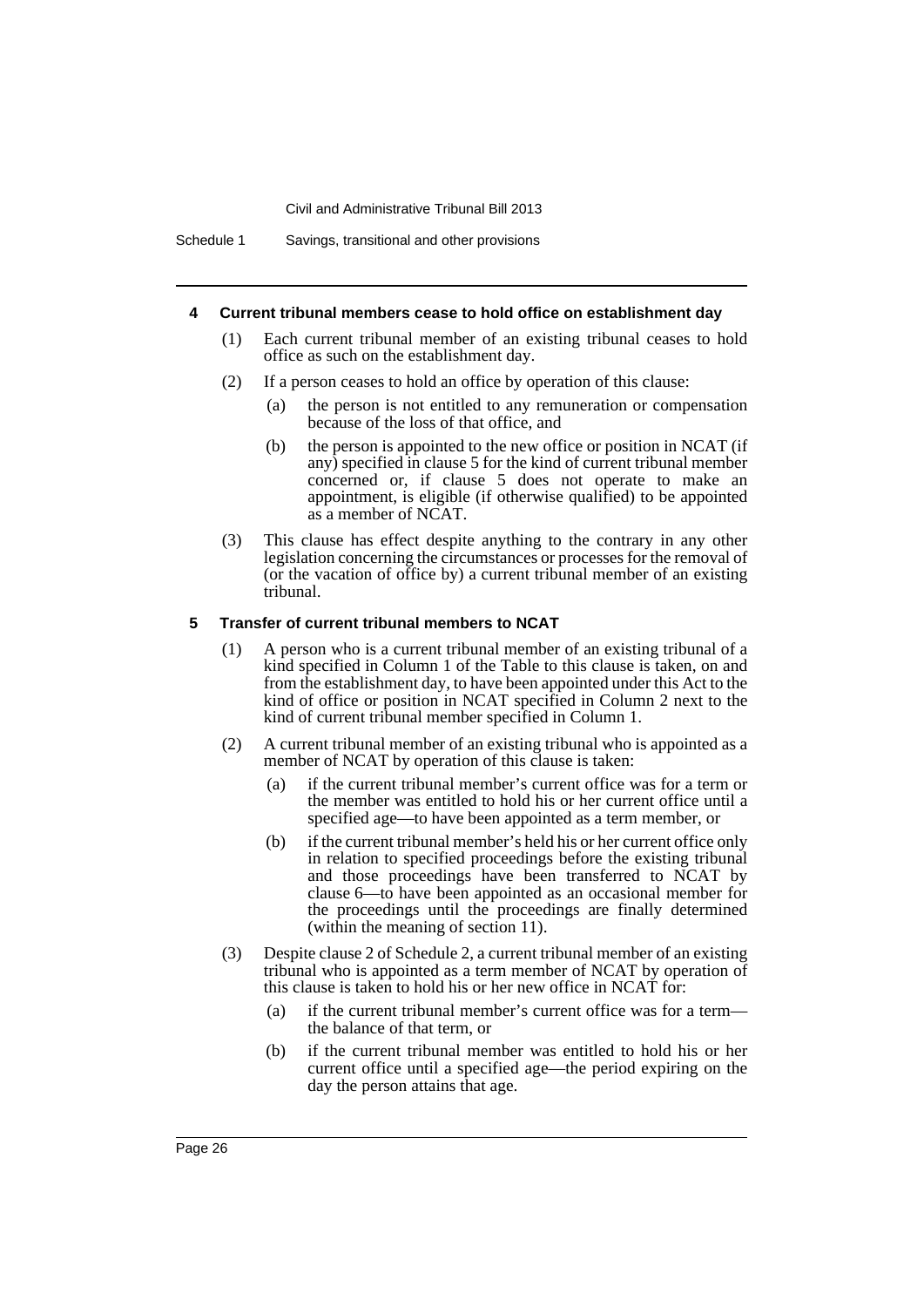#### 4 Current tribunal members cease to hold office on establishment day

(1) Each current tribunal member of an existing tribunal ceases to hold office as such on the establishment day.

(2) If a person ceases to hold an office by operation of this clause:

- (a) the person is not entitled to any remuneration or compensation because of the loss of that office, and
- (b) the person is appointed to the new office or position in NCAT (if any) specified in clause 5 for the kind of current tribunal member concerned or, if clause 5 does not operate to make an appointment, is eligible (if otherwise qualified) to be appointed as a member of NCAT.

(3) This clause has effect despite anything to the contrary in any other legislation concerning the circumstances or processes for the removal of (or the vacation of office by) a current tribunal member of an existing tribunal.

#### 5 Transfer of current tribunal members to NCAT

(1) A person who is a current tribunal member of an existing tribunal of a kind specified in Column 1 of the Table to this clause is taken, on and from the establishment day, to have been appointed under this Act to the kind of office or position in NCAT specified in Column 2 next to the kind of current tribunal member specified in Column 1.

(2) A current tribunal member of an existing tribunal who is appointed as a member of NCAT by operation of this clause is taken:

- (a) if the current tribunal member's current office was for a term or the member was entitled to hold his or her current office until a specified age—to have been appointed as a term member, or
- (b) if the current tribunal member's held his or her current office only in relation to specified proceedings before the existing tribunal and those proceedings have been transferred to NCAT by clause 6—to have been appointed as an occasional member for the proceedings until the proceedings are finally determined (within the meaning of section 11).

(3) Despite clause 2 of Schedule 2, a current tribunal member of an existing tribunal who is appointed as a term member of NCAT by operation of this clause is taken to hold his or her new office in NCAT for:

- (a) if the current tribunal member's current office was for a term—the balance of that term, or
- (b) if the current tribunal member was entitled to hold his or her current office until a specified age—the period expiring on the day the person attains that age.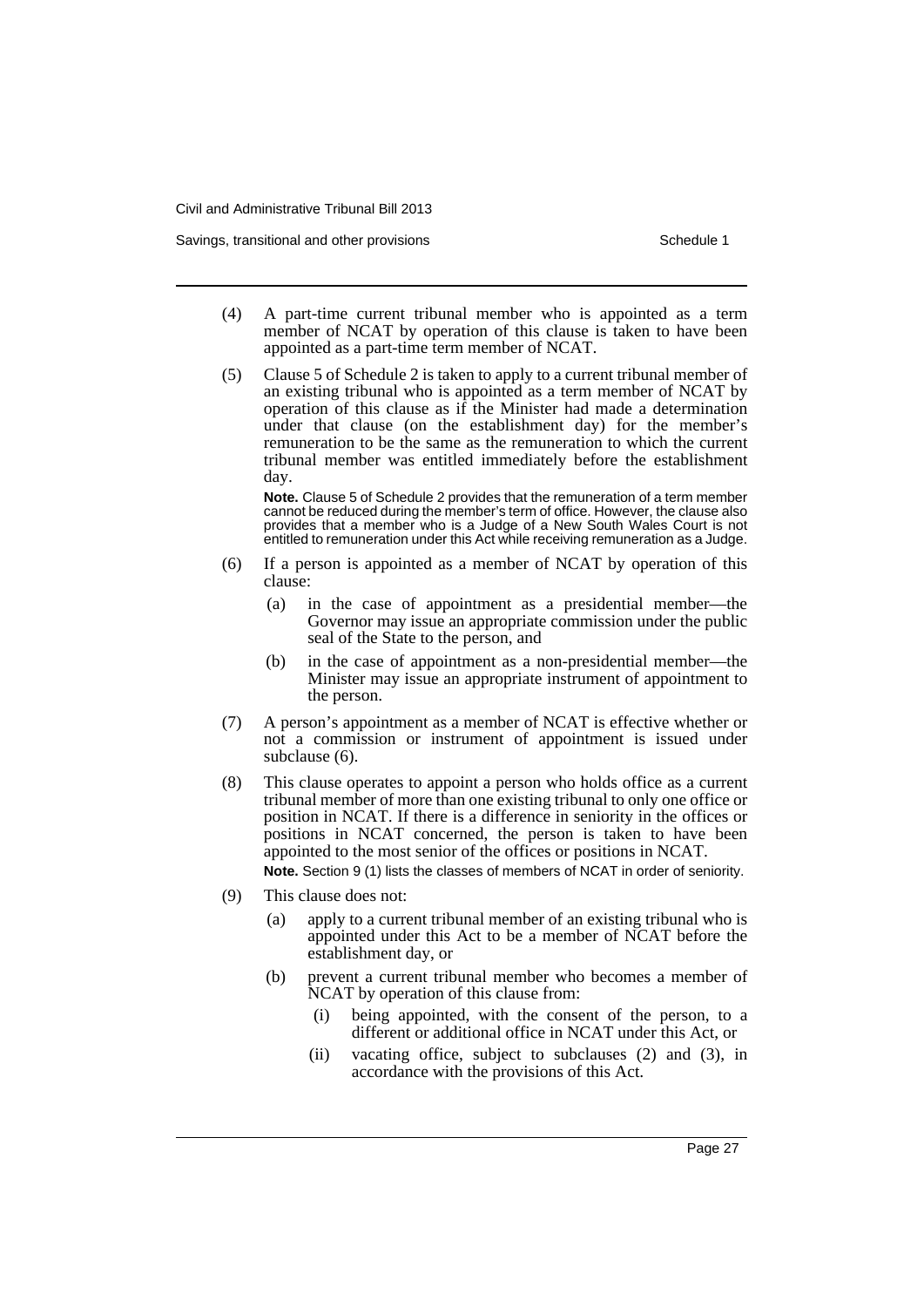(4) A part-time current tribunal member who is appointed as a term member of NCAT by operation of this clause is taken to have been appointed as a part-time term member of NCAT.

(5) Clause 5 of Schedule 2 is taken to apply to a current tribunal member of an existing tribunal who is appointed as a term member of NCAT by operation of this clause as if the Minister had made a determination under that clause (on the establishment day) for the member's remuneration to be the same as the remuneration to which the current tribunal member was entitled immediately before the establishment day.

**Note.** Clause 5 of Schedule 2 provides that the remuneration of a term member cannot be reduced during the member's term of office. However, the clause also provides that a member who is a Judge of a New South Wales Court is not entitled to remuneration under this Act while receiving remuneration as a Judge.

(6) If a person is appointed as a member of NCAT by operation of this clause:

- (a) in the case of appointment as a presidential member—the Governor may issue an appropriate commission under the public seal of the State to the person, and
- (b) in the case of appointment as a non-presidential member—the Minister may issue an appropriate instrument of appointment to the person.

(7) A person's appointment as a member of NCAT is effective whether or not a commission or instrument of appointment is issued under subclause (6).

(8) This clause operates to appoint a person who holds office as a current tribunal member of more than one existing tribunal to only one office or position in NCAT. If there is a difference in seniority in the offices or positions in NCAT concerned, the person is taken to have been appointed to the most senior of the offices or positions in NCAT.

**Note.** Section 9 (1) lists the classes of members of NCAT in order of seniority.

(9) This clause does not:

- (a) apply to a current tribunal member of an existing tribunal who is appointed under this Act to be a member of NCAT before the establishment day, or
- (b) prevent a current tribunal member who becomes a member of NCAT by operation of this clause from:
  - (i) being appointed, with the consent of the person, to a different or additional office in NCAT under this Act, or
  - (ii) vacating office, subject to subclauses (2) and (3), in accordance with the provisions of this Act.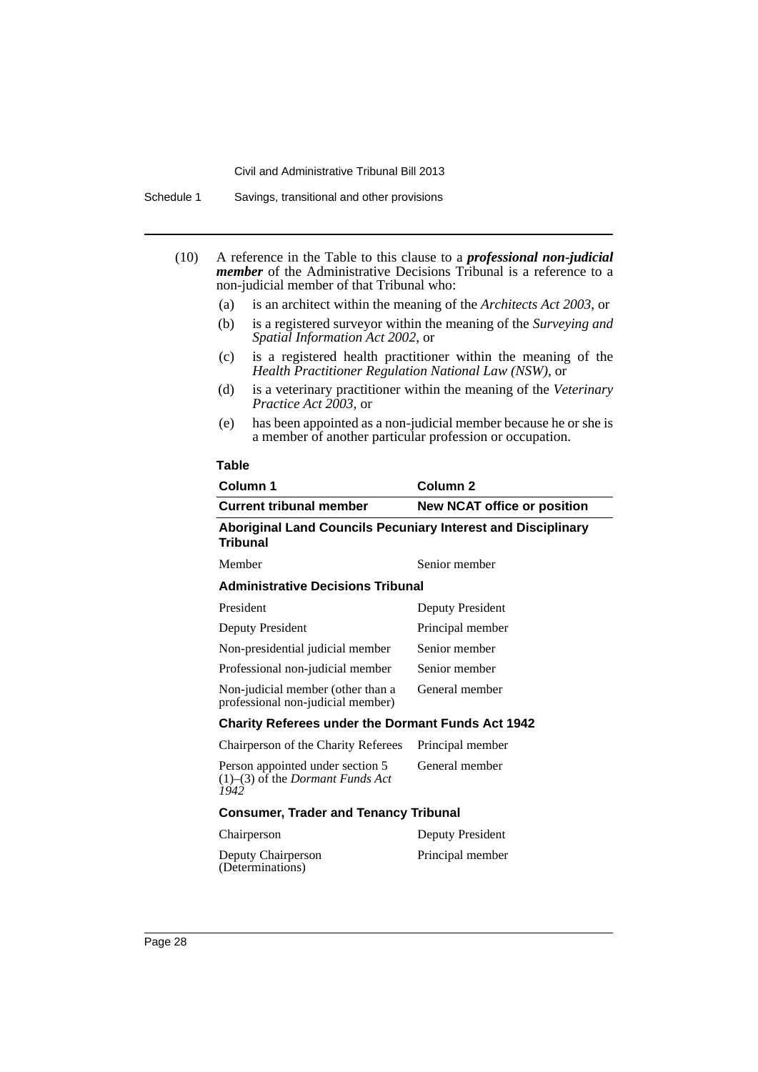(10) A reference in the Table to this clause to a ***professional non-judicial member*** of the Administrative Decisions Tribunal is a reference to a non-judicial member of that Tribunal who:

- (a) is an architect within the meaning of the *Architects Act 2003*, or
- (b) is a registered surveyor within the meaning of the *Surveying and Spatial Information Act 2002*, or
- (c) is a registered health practitioner within the meaning of the *Health Practitioner Regulation National Law (NSW)*, or
- (d) is a veterinary practitioner within the meaning of the *Veterinary Practice Act 2003*, or
- (e) has been appointed as a non-judicial member because he or she is a member of another particular profession or occupation.

**Table**

| Column 1 | Column 2 |
|---|---|
| **Current tribunal member** | **New NCAT office or position** |
| **Aboriginal Land Councils Pecuniary Interest and Disciplinary Tribunal** | |
| Member | Senior member |
| **Administrative Decisions Tribunal** | |
| President | Deputy President |
| Deputy President | Principal member |
| Non-presidential judicial member | Senior member |
| Professional non-judicial member | Senior member |
| Non-judicial member (other than a professional non-judicial member) | General member |
| **Charity Referees under the Dormant Funds Act 1942** | |
| Chairperson of the Charity Referees | Principal member |
| Person appointed under section 5 (1)–(3) of the *Dormant Funds Act 1942* | General member |
| **Consumer, Trader and Tenancy Tribunal** | |
| Chairperson | Deputy President |
| Deputy Chairperson (Determinations) | Principal member |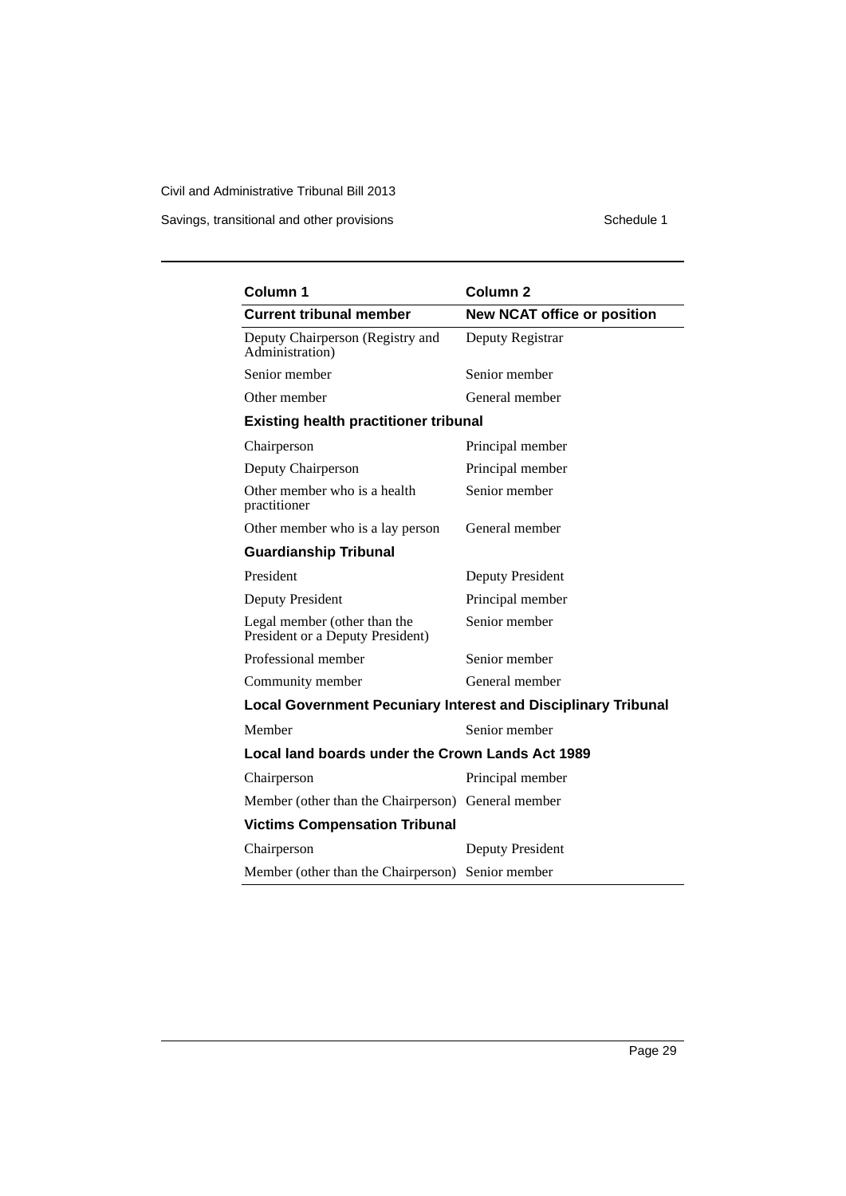| Column 1 | Column 2 |
|---|---|
| **Current tribunal member** | **New NCAT office or position** |
| Deputy Chairperson (Registry and Administration) | Deputy Registrar |
| Senior member | Senior member |
| Other member | General member |
| **Existing health practitioner tribunal** | |
| Chairperson | Principal member |
| Deputy Chairperson | Principal member |
| Other member who is a health practitioner | Senior member |
| Other member who is a lay person | General member |
| **Guardianship Tribunal** | |
| President | Deputy President |
| Deputy President | Principal member |
| Legal member (other than the President or a Deputy President) | Senior member |
| Professional member | Senior member |
| Community member | General member |
| **Local Government Pecuniary Interest and Disciplinary Tribunal** | |
| Member | Senior member |
| **Local land boards under the Crown Lands Act 1989** | |
| Chairperson | Principal member |
| Member (other than the Chairperson) | General member |
| **Victims Compensation Tribunal** | |
| Chairperson | Deputy President |
| Member (other than the Chairperson) | Senior member |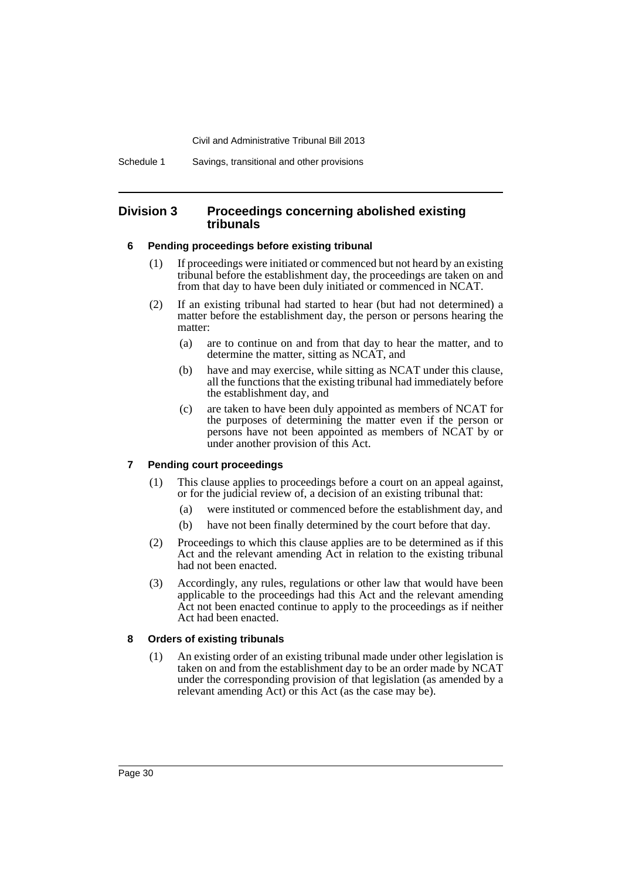## Division 3 Proceedings concerning abolished existing tribunals

### 6 Pending proceedings before existing tribunal

(1) If proceedings were initiated or commenced but not heard by an existing tribunal before the establishment day, the proceedings are taken on and from that day to have been duly initiated or commenced in NCAT.

(2) If an existing tribunal had started to hear (but had not determined) a matter before the establishment day, the person or persons hearing the matter:

- (a) are to continue on and from that day to hear the matter, and to determine the matter, sitting as NCAT, and
- (b) have and may exercise, while sitting as NCAT under this clause, all the functions that the existing tribunal had immediately before the establishment day, and
- (c) are taken to have been duly appointed as members of NCAT for the purposes of determining the matter even if the person or persons have not been appointed as members of NCAT by or under another provision of this Act.

### 7 Pending court proceedings

(1) This clause applies to proceedings before a court on an appeal against, or for the judicial review of, a decision of an existing tribunal that:

- (a) were instituted or commenced before the establishment day, and
- (b) have not been finally determined by the court before that day.

(2) Proceedings to which this clause applies are to be determined as if this Act and the relevant amending Act in relation to the existing tribunal had not been enacted.

(3) Accordingly, any rules, regulations or other law that would have been applicable to the proceedings had this Act and the relevant amending Act not been enacted continue to apply to the proceedings as if neither Act had been enacted.

### 8 Orders of existing tribunals

(1) An existing order of an existing tribunal made under other legislation is taken on and from the establishment day to be an order made by NCAT under the corresponding provision of that legislation (as amended by a relevant amending Act) or this Act (as the case may be).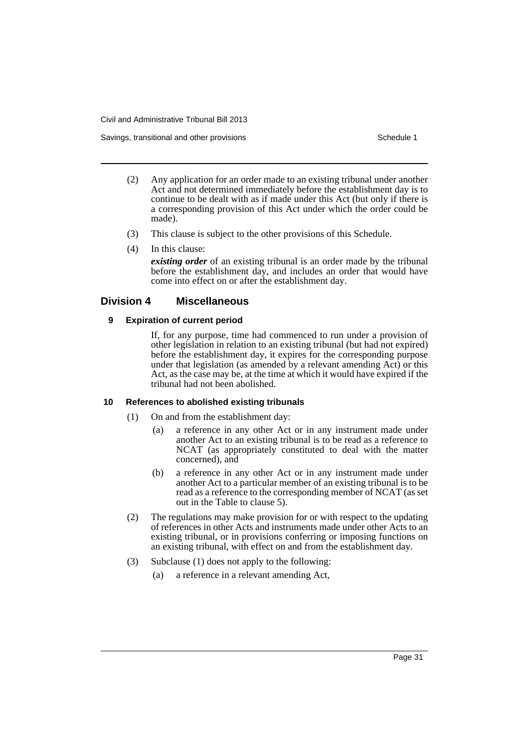(2) Any application for an order made to an existing tribunal under another Act and not determined immediately before the establishment day is to continue to be dealt with as if made under this Act (but only if there is a corresponding provision of this Act under which the order could be made).

(3) This clause is subject to the other provisions of this Schedule.

(4) In this clause:

***existing order*** of an existing tribunal is an order made by the tribunal before the establishment day, and includes an order that would have come into effect on or after the establishment day.

## Division 4 Miscellaneous

### 9 Expiration of current period

If, for any purpose, time had commenced to run under a provision of other legislation in relation to an existing tribunal (but had not expired) before the establishment day, it expires for the corresponding purpose under that legislation (as amended by a relevant amending Act) or this Act, as the case may be, at the time at which it would have expired if the tribunal had not been abolished.

### 10 References to abolished existing tribunals

(1) On and from the establishment day:

- (a) a reference in any other Act or in any instrument made under another Act to an existing tribunal is to be read as a reference to NCAT (as appropriately constituted to deal with the matter concerned), and
- (b) a reference in any other Act or in any instrument made under another Act to a particular member of an existing tribunal is to be read as a reference to the corresponding member of NCAT (as set out in the Table to clause 5).

(2) The regulations may make provision for or with respect to the updating of references in other Acts and instruments made under other Acts to an existing tribunal, or in provisions conferring or imposing functions on an existing tribunal, with effect on and from the establishment day.

(3) Subclause (1) does not apply to the following:

- (a) a reference in a relevant amending Act,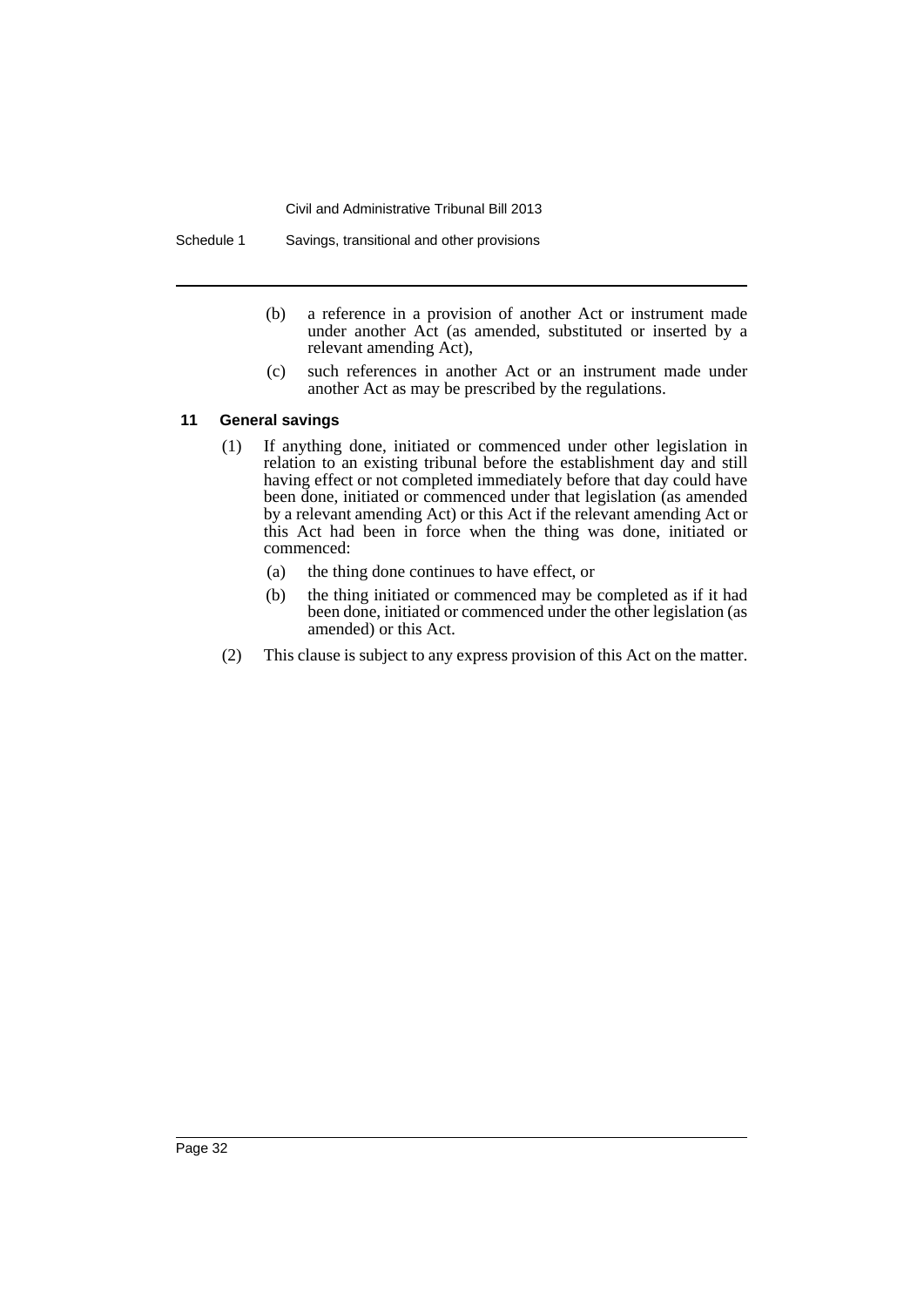(b) a reference in a provision of another Act or instrument made under another Act (as amended, substituted or inserted by a relevant amending Act),

(c) such references in another Act or an instrument made under another Act as may be prescribed by the regulations.

### 11 General savings

(1) If anything done, initiated or commenced under other legislation in relation to an existing tribunal before the establishment day and still having effect or not completed immediately before that day could have been done, initiated or commenced under that legislation (as amended by a relevant amending Act) or this Act if the relevant amending Act or this Act had been in force when the thing was done, initiated or commenced:

(a) the thing done continues to have effect, or

(b) the thing initiated or commenced may be completed as if it had been done, initiated or commenced under the other legislation (as amended) or this Act.

(2) This clause is subject to any express provision of this Act on the matter.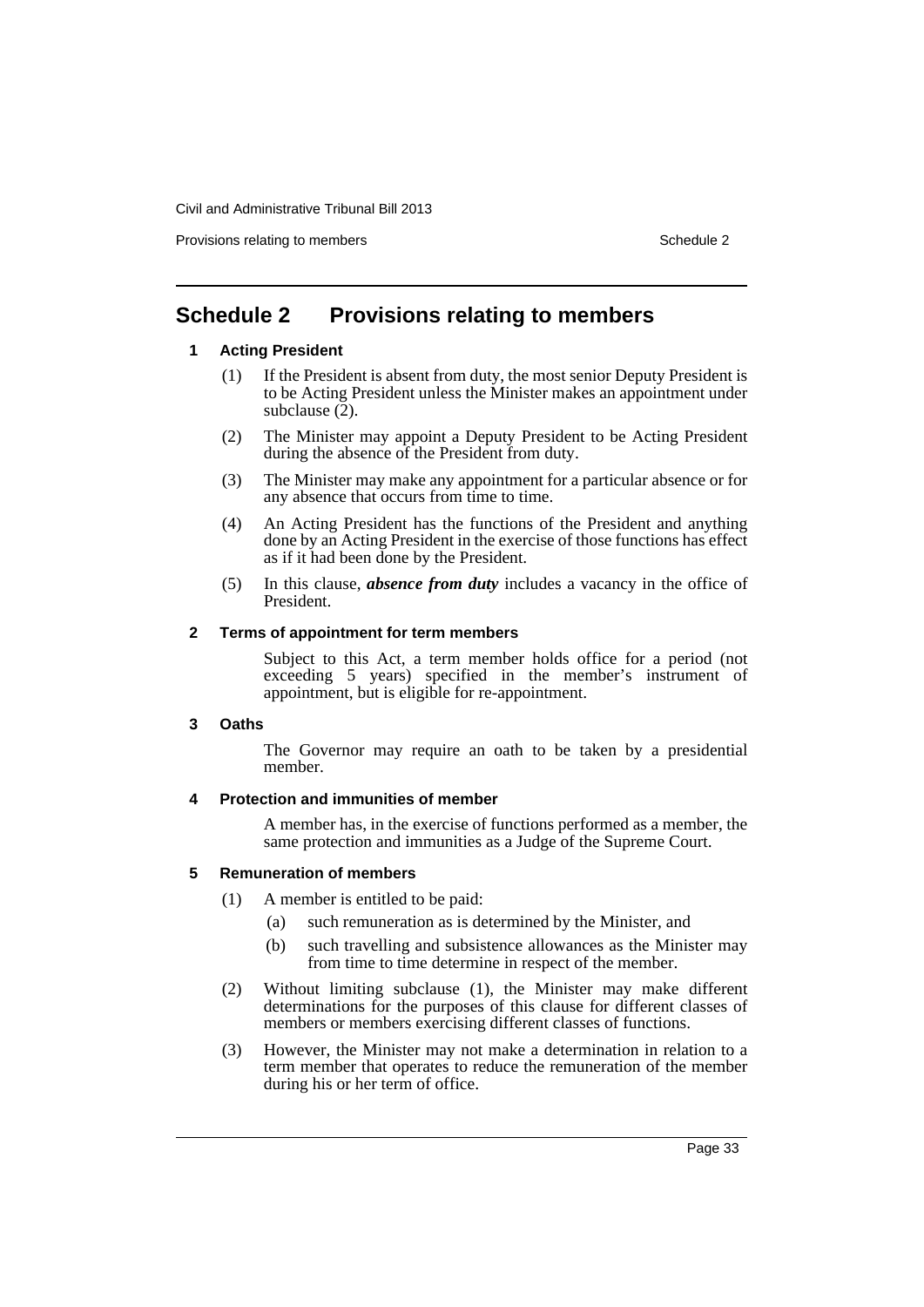# Schedule 2 Provisions relating to members

## 1 Acting President

(1) If the President is absent from duty, the most senior Deputy President is to be Acting President unless the Minister makes an appointment under subclause (2).

(2) The Minister may appoint a Deputy President to be Acting President during the absence of the President from duty.

(3) The Minister may make any appointment for a particular absence or for any absence that occurs from time to time.

(4) An Acting President has the functions of the President and anything done by an Acting President in the exercise of those functions has effect as if it had been done by the President.

(5) In this clause, ***absence from duty*** includes a vacancy in the office of President.

## 2 Terms of appointment for term members

Subject to this Act, a term member holds office for a period (not exceeding 5 years) specified in the member's instrument of appointment, but is eligible for re-appointment.

## 3 Oaths

The Governor may require an oath to be taken by a presidential member.

## 4 Protection and immunities of member

A member has, in the exercise of functions performed as a member, the same protection and immunities as a Judge of the Supreme Court.

## 5 Remuneration of members

(1) A member is entitled to be paid:

- (a) such remuneration as is determined by the Minister, and
- (b) such travelling and subsistence allowances as the Minister may from time to time determine in respect of the member.

(2) Without limiting subclause (1), the Minister may make different determinations for the purposes of this clause for different classes of members or members exercising different classes of functions.

(3) However, the Minister may not make a determination in relation to a term member that operates to reduce the remuneration of the member during his or her term of office.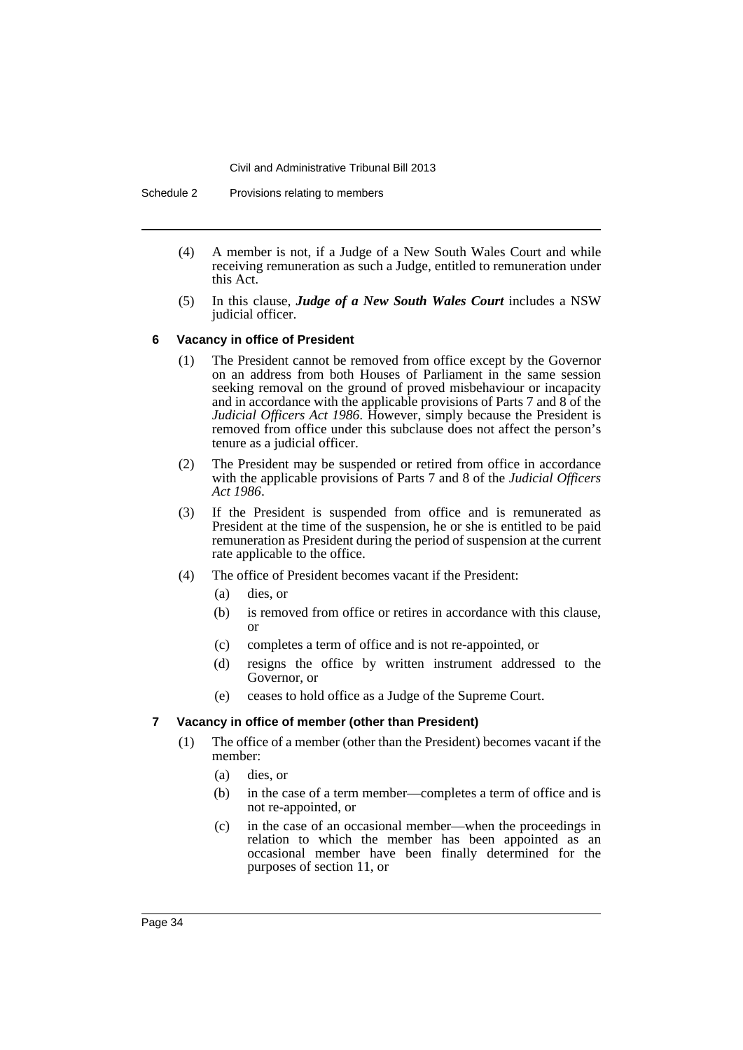(4) A member is not, if a Judge of a New South Wales Court and while receiving remuneration as such a Judge, entitled to remuneration under this Act.

(5) In this clause, ***Judge of a New South Wales Court*** includes a NSW judicial officer.

### 6 Vacancy in office of President

(1) The President cannot be removed from office except by the Governor on an address from both Houses of Parliament in the same session seeking removal on the ground of proved misbehaviour or incapacity and in accordance with the applicable provisions of Parts 7 and 8 of the *Judicial Officers Act 1986*. However, simply because the President is removed from office under this subclause does not affect the person's tenure as a judicial officer.

(2) The President may be suspended or retired from office in accordance with the applicable provisions of Parts 7 and 8 of the *Judicial Officers Act 1986*.

(3) If the President is suspended from office and is remunerated as President at the time of the suspension, he or she is entitled to be paid remuneration as President during the period of suspension at the current rate applicable to the office.

(4) The office of President becomes vacant if the President:

- (a) dies, or
- (b) is removed from office or retires in accordance with this clause, or
- (c) completes a term of office and is not re-appointed, or
- (d) resigns the office by written instrument addressed to the Governor, or
- (e) ceases to hold office as a Judge of the Supreme Court.

### 7 Vacancy in office of member (other than President)

(1) The office of a member (other than the President) becomes vacant if the member:

- (a) dies, or
- (b) in the case of a term member—completes a term of office and is not re-appointed, or
- (c) in the case of an occasional member—when the proceedings in relation to which the member has been appointed as an occasional member have been finally determined for the purposes of section 11, or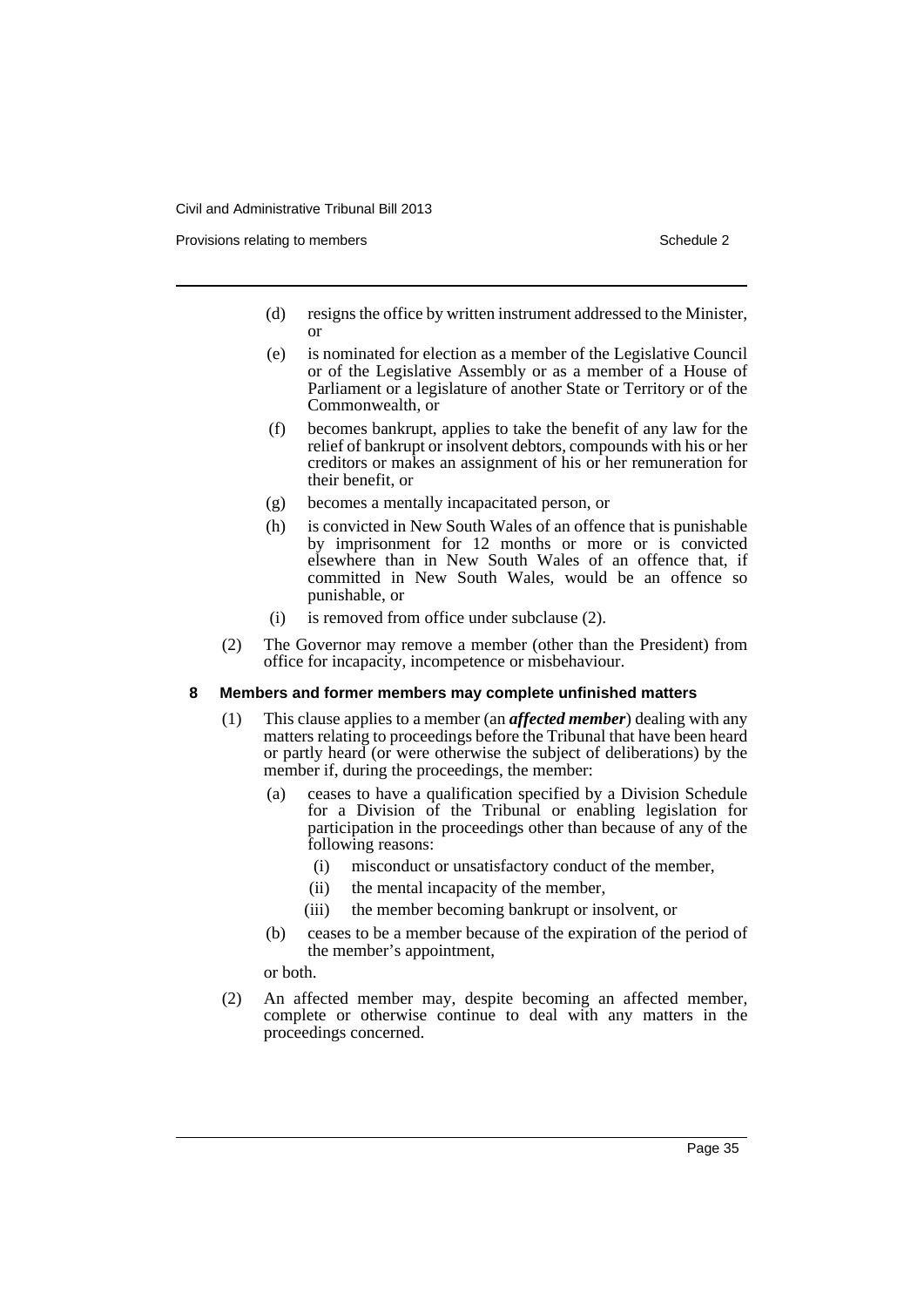(d) resigns the office by written instrument addressed to the Minister, or

(e) is nominated for election as a member of the Legislative Council or of the Legislative Assembly or as a member of a House of Parliament or a legislature of another State or Territory or of the Commonwealth, or

(f) becomes bankrupt, applies to take the benefit of any law for the relief of bankrupt or insolvent debtors, compounds with his or her creditors or makes an assignment of his or her remuneration for their benefit, or

(g) becomes a mentally incapacitated person, or

(h) is convicted in New South Wales of an offence that is punishable by imprisonment for 12 months or more or is convicted elsewhere than in New South Wales of an offence that, if committed in New South Wales, would be an offence so punishable, or

(i) is removed from office under subclause (2).

(2) The Governor may remove a member (other than the President) from office for incapacity, incompetence or misbehaviour.

### 8 Members and former members may complete unfinished matters

(1) This clause applies to a member (an ***affected member***) dealing with any matters relating to proceedings before the Tribunal that have been heard or partly heard (or were otherwise the subject of deliberations) by the member if, during the proceedings, the member:

(a) ceases to have a qualification specified by a Division Schedule for a Division of the Tribunal or enabling legislation for participation in the proceedings other than because of any of the following reasons:

(i) misconduct or unsatisfactory conduct of the member,

(ii) the mental incapacity of the member,

(iii) the member becoming bankrupt or insolvent, or

(b) ceases to be a member because of the expiration of the period of the member's appointment,

or both.

(2) An affected member may, despite becoming an affected member, complete or otherwise continue to deal with any matters in the proceedings concerned.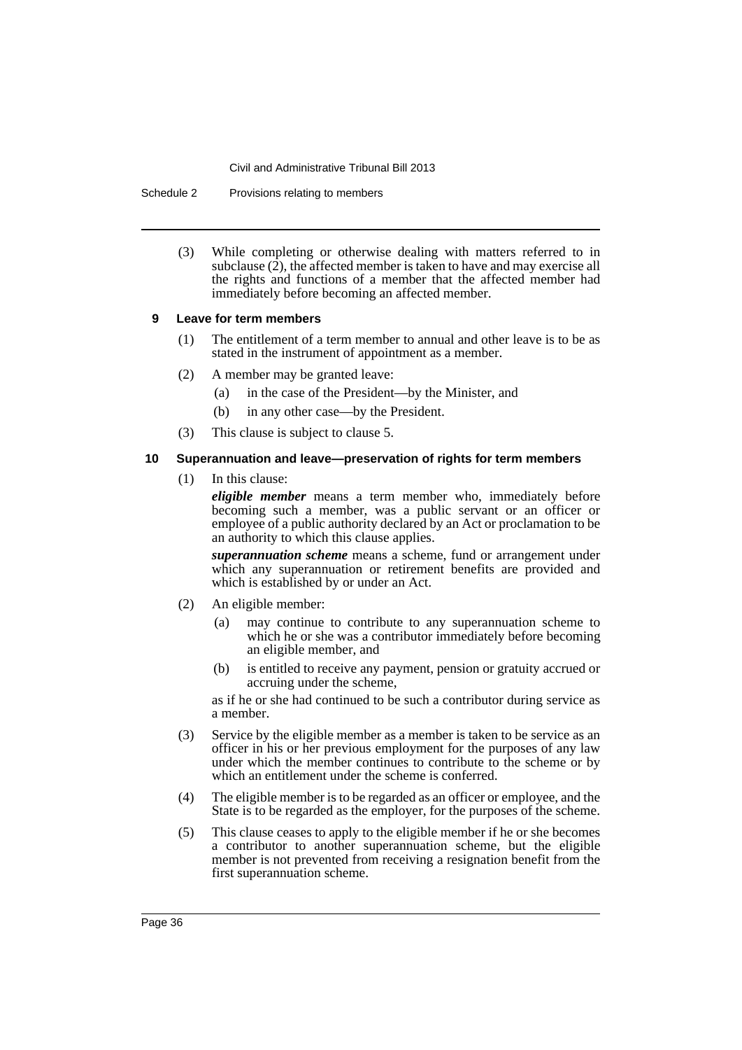(3) While completing or otherwise dealing with matters referred to in subclause (2), the affected member is taken to have and may exercise all the rights and functions of a member that the affected member had immediately before becoming an affected member.

### 9 Leave for term members

(1) The entitlement of a term member to annual and other leave is to be as stated in the instrument of appointment as a member.

(2) A member may be granted leave:

- (a) in the case of the President—by the Minister, and
- (b) in any other case—by the President.

(3) This clause is subject to clause 5.

### 10 Superannuation and leave—preservation of rights for term members

(1) In this clause:

***eligible member*** means a term member who, immediately before becoming such a member, was a public servant or an officer or employee of a public authority declared by an Act or proclamation to be an authority to which this clause applies.

***superannuation scheme*** means a scheme, fund or arrangement under which any superannuation or retirement benefits are provided and which is established by or under an Act.

(2) An eligible member:

- (a) may continue to contribute to any superannuation scheme to which he or she was a contributor immediately before becoming an eligible member, and
- (b) is entitled to receive any payment, pension or gratuity accrued or accruing under the scheme,

as if he or she had continued to be such a contributor during service as a member.

(3) Service by the eligible member as a member is taken to be service as an officer in his or her previous employment for the purposes of any law under which the member continues to contribute to the scheme or by which an entitlement under the scheme is conferred.

(4) The eligible member is to be regarded as an officer or employee, and the State is to be regarded as the employer, for the purposes of the scheme.

(5) This clause ceases to apply to the eligible member if he or she becomes a contributor to another superannuation scheme, but the eligible member is not prevented from receiving a resignation benefit from the first superannuation scheme.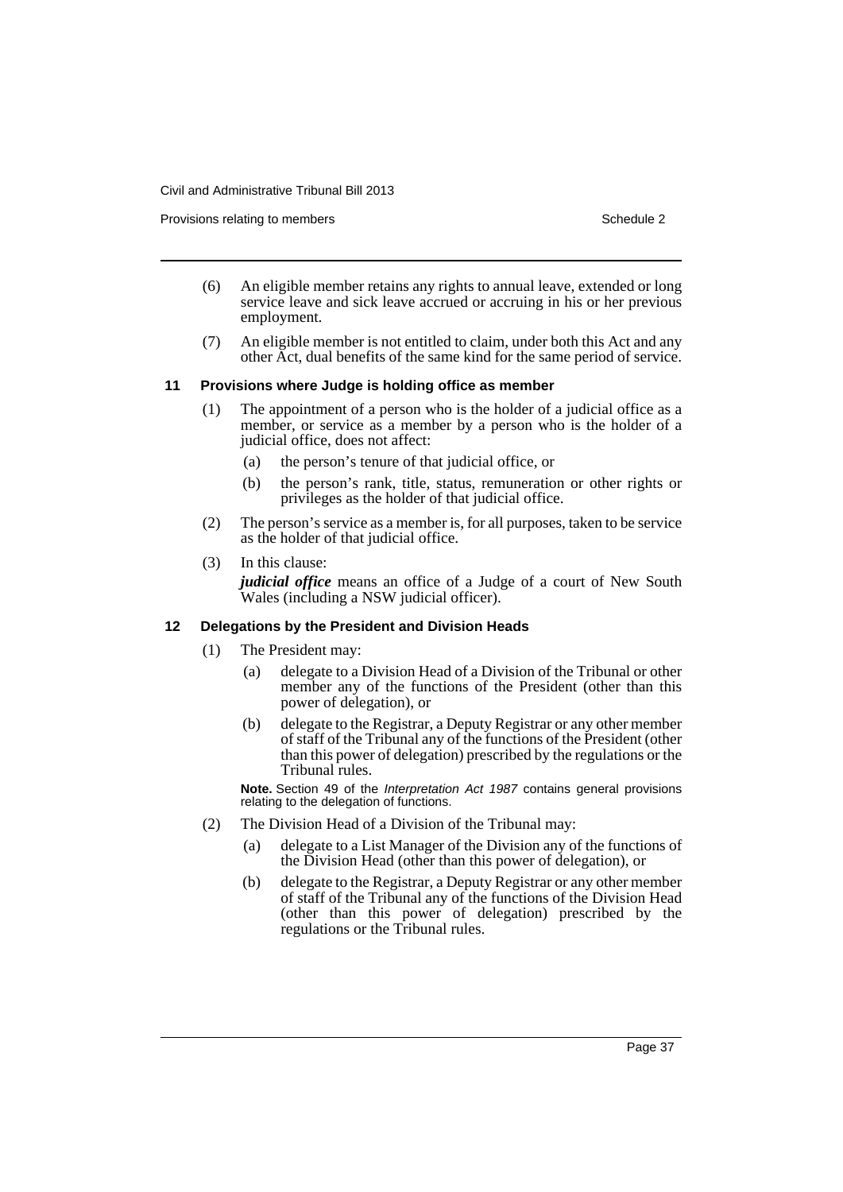(6) An eligible member retains any rights to annual leave, extended or long service leave and sick leave accrued or accruing in his or her previous employment.

(7) An eligible member is not entitled to claim, under both this Act and any other Act, dual benefits of the same kind for the same period of service.

### 11 Provisions where Judge is holding office as member

(1) The appointment of a person who is the holder of a judicial office as a member, or service as a member by a person who is the holder of a judicial office, does not affect:

- (a) the person's tenure of that judicial office, or
- (b) the person's rank, title, status, remuneration or other rights or privileges as the holder of that judicial office.

(2) The person's service as a member is, for all purposes, taken to be service as the holder of that judicial office.

(3) In this clause:

***judicial office*** means an office of a Judge of a court of New South Wales (including a NSW judicial officer).

### 12 Delegations by the President and Division Heads

(1) The President may:

- (a) delegate to a Division Head of a Division of the Tribunal or other member any of the functions of the President (other than this power of delegation), or
- (b) delegate to the Registrar, a Deputy Registrar or any other member of staff of the Tribunal any of the functions of the President (other than this power of delegation) prescribed by the regulations or the Tribunal rules.

**Note.** Section 49 of the *Interpretation Act 1987* contains general provisions relating to the delegation of functions.

(2) The Division Head of a Division of the Tribunal may:

- (a) delegate to a List Manager of the Division any of the functions of the Division Head (other than this power of delegation), or
- (b) delegate to the Registrar, a Deputy Registrar or any other member of staff of the Tribunal any of the functions of the Division Head (other than this power of delegation) prescribed by the regulations or the Tribunal rules.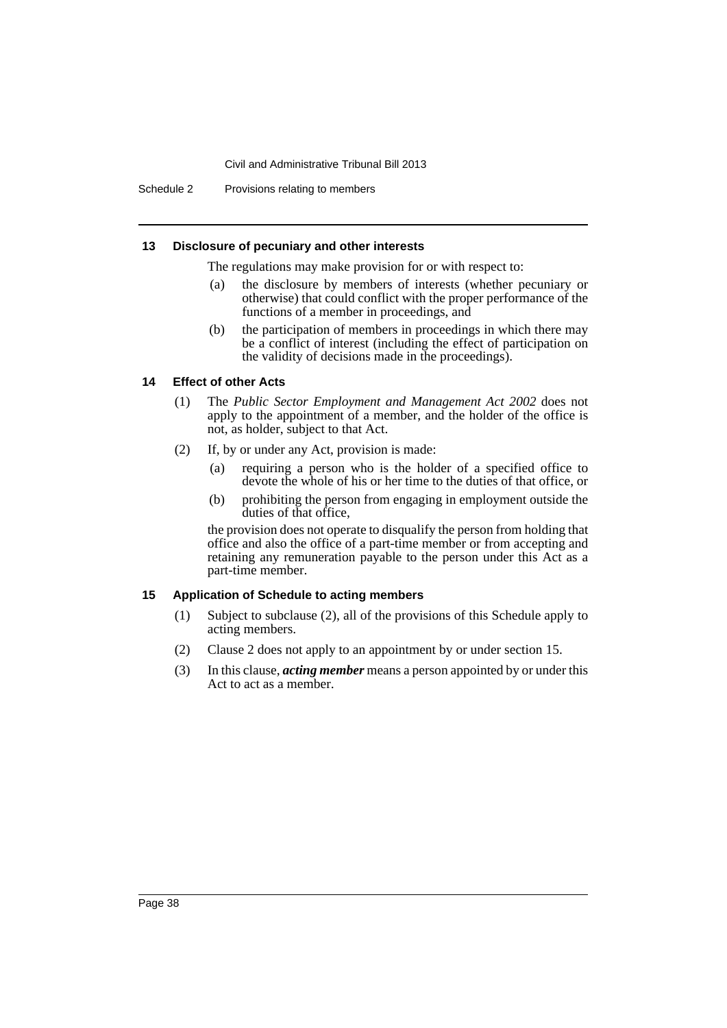### 13 Disclosure of pecuniary and other interests

The regulations may make provision for or with respect to:

(a) the disclosure by members of interests (whether pecuniary or otherwise) that could conflict with the proper performance of the functions of a member in proceedings, and

(b) the participation of members in proceedings in which there may be a conflict of interest (including the effect of participation on the validity of decisions made in the proceedings).

### 14 Effect of other Acts

(1) The *Public Sector Employment and Management Act 2002* does not apply to the appointment of a member, and the holder of the office is not, as holder, subject to that Act.

(2) If, by or under any Act, provision is made:

(a) requiring a person who is the holder of a specified office to devote the whole of his or her time to the duties of that office, or

(b) prohibiting the person from engaging in employment outside the duties of that office,

the provision does not operate to disqualify the person from holding that office and also the office of a part-time member or from accepting and retaining any remuneration payable to the person under this Act as a part-time member.

### 15 Application of Schedule to acting members

(1) Subject to subclause (2), all of the provisions of this Schedule apply to acting members.

(2) Clause 2 does not apply to an appointment by or under section 15.

(3) In this clause, ***acting member*** means a person appointed by or under this Act to act as a member.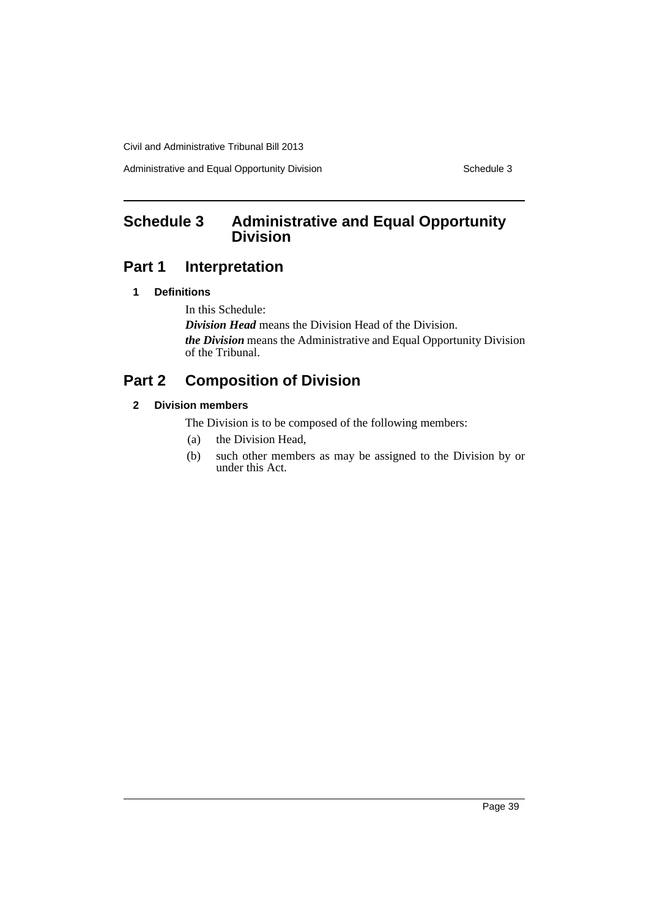# Schedule 3 Administrative and Equal Opportunity Division

## Part 1 Interpretation

### 1 Definitions

In this Schedule:

***Division Head*** means the Division Head of the Division.

***the Division*** means the Administrative and Equal Opportunity Division of the Tribunal.

## Part 2 Composition of Division

### 2 Division members

The Division is to be composed of the following members:

(a) the Division Head,

(b) such other members as may be assigned to the Division by or under this Act.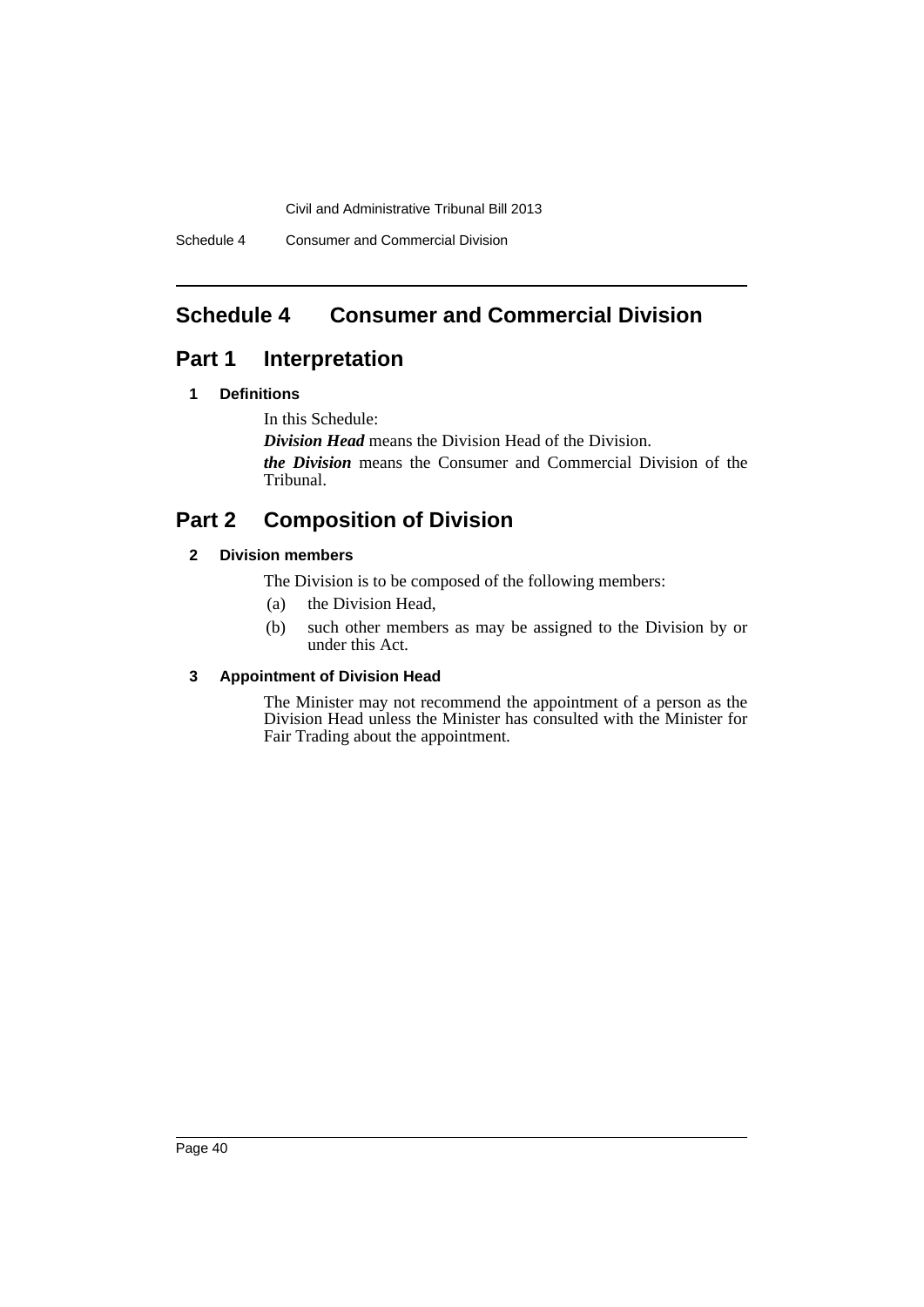# Schedule 4 Consumer and Commercial Division

## Part 1 Interpretation

### 1 Definitions

In this Schedule:

***Division Head*** means the Division Head of the Division.

***the Division*** means the Consumer and Commercial Division of the Tribunal.

## Part 2 Composition of Division

### 2 Division members

The Division is to be composed of the following members:

(a) the Division Head,

(b) such other members as may be assigned to the Division by or under this Act.

### 3 Appointment of Division Head

The Minister may not recommend the appointment of a person as the Division Head unless the Minister has consulted with the Minister for Fair Trading about the appointment.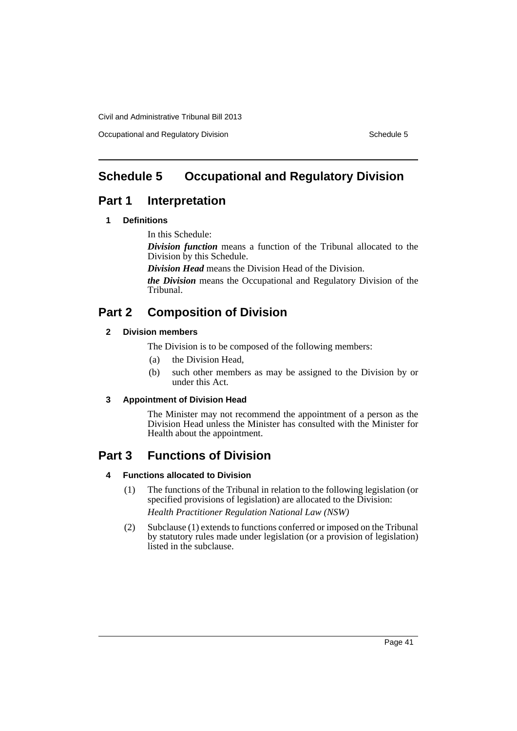# Schedule 5 Occupational and Regulatory Division

## Part 1 Interpretation

### 1 Definitions

In this Schedule:

***Division function*** means a function of the Tribunal allocated to the Division by this Schedule.

***Division Head*** means the Division Head of the Division.

***the Division*** means the Occupational and Regulatory Division of the Tribunal.

## Part 2 Composition of Division

### 2 Division members

The Division is to be composed of the following members:

(a) the Division Head,

(b) such other members as may be assigned to the Division by or under this Act.

### 3 Appointment of Division Head

The Minister may not recommend the appointment of a person as the Division Head unless the Minister has consulted with the Minister for Health about the appointment.

## Part 3 Functions of Division

### 4 Functions allocated to Division

(1) The functions of the Tribunal in relation to the following legislation (or specified provisions of legislation) are allocated to the Division:

*Health Practitioner Regulation National Law (NSW)*

(2) Subclause (1) extends to functions conferred or imposed on the Tribunal by statutory rules made under legislation (or a provision of legislation) listed in the subclause.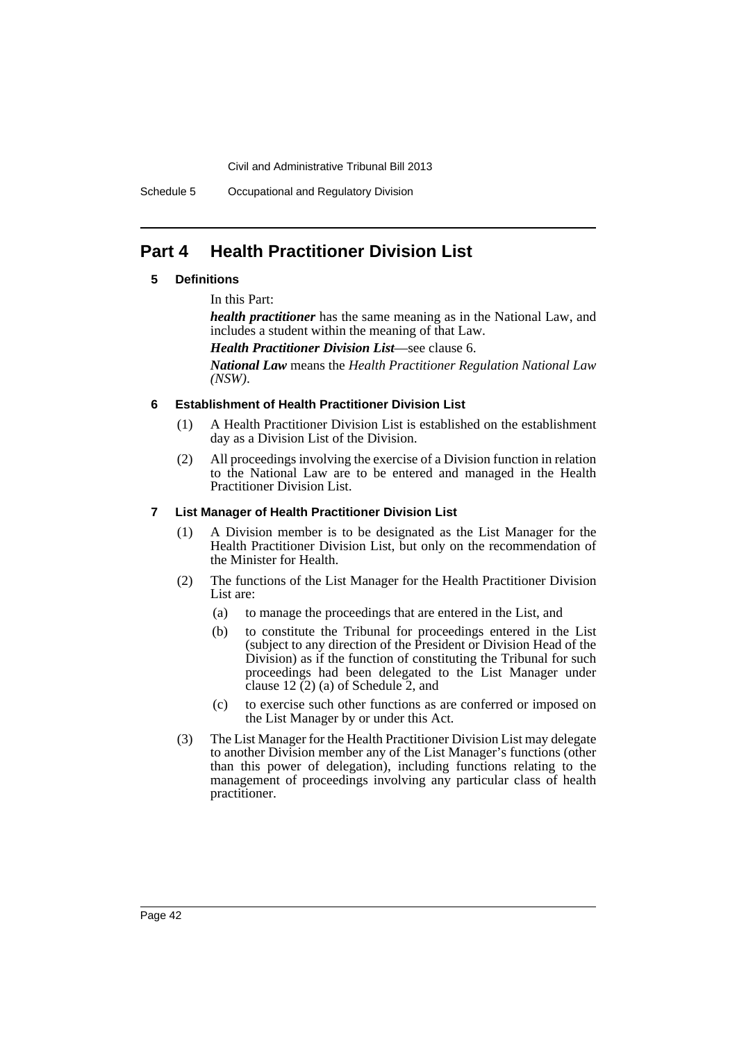## Part 4 Health Practitioner Division List

### 5 Definitions

In this Part:

***health practitioner*** has the same meaning as in the National Law, and includes a student within the meaning of that Law.

***Health Practitioner Division List***—see clause 6.

***National Law*** means the *Health Practitioner Regulation National Law (NSW)*.

### 6 Establishment of Health Practitioner Division List

(1) A Health Practitioner Division List is established on the establishment day as a Division List of the Division.

(2) All proceedings involving the exercise of a Division function in relation to the National Law are to be entered and managed in the Health Practitioner Division List.

### 7 List Manager of Health Practitioner Division List

(1) A Division member is to be designated as the List Manager for the Health Practitioner Division List, but only on the recommendation of the Minister for Health.

(2) The functions of the List Manager for the Health Practitioner Division List are:

- (a) to manage the proceedings that are entered in the List, and
- (b) to constitute the Tribunal for proceedings entered in the List (subject to any direction of the President or Division Head of the Division) as if the function of constituting the Tribunal for such proceedings had been delegated to the List Manager under clause 12 (2) (a) of Schedule 2, and
- (c) to exercise such other functions as are conferred or imposed on the List Manager by or under this Act.

(3) The List Manager for the Health Practitioner Division List may delegate to another Division member any of the List Manager's functions (other than this power of delegation), including functions relating to the management of proceedings involving any particular class of health practitioner.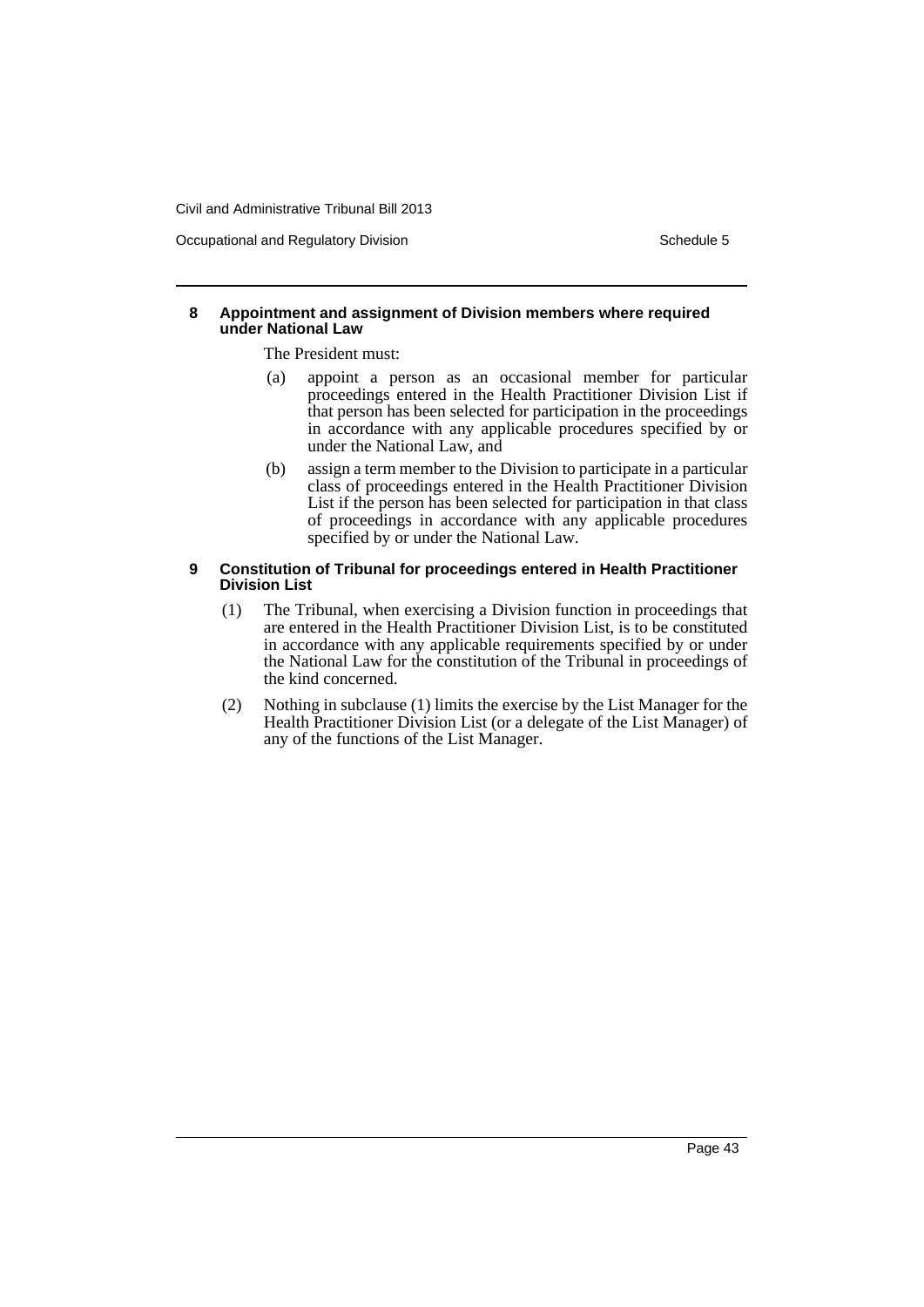### 8 Appointment and assignment of Division members where required under National Law

The President must:

(a) appoint a person as an occasional member for particular proceedings entered in the Health Practitioner Division List if that person has been selected for participation in the proceedings in accordance with any applicable procedures specified by or under the National Law, and

(b) assign a term member to the Division to participate in a particular class of proceedings entered in the Health Practitioner Division List if the person has been selected for participation in that class of proceedings in accordance with any applicable procedures specified by or under the National Law.

### 9 Constitution of Tribunal for proceedings entered in Health Practitioner Division List

(1) The Tribunal, when exercising a Division function in proceedings that are entered in the Health Practitioner Division List, is to be constituted in accordance with any applicable requirements specified by or under the National Law for the constitution of the Tribunal in proceedings of the kind concerned.

(2) Nothing in subclause (1) limits the exercise by the List Manager for the Health Practitioner Division List (or a delegate of the List Manager) of any of the functions of the List Manager.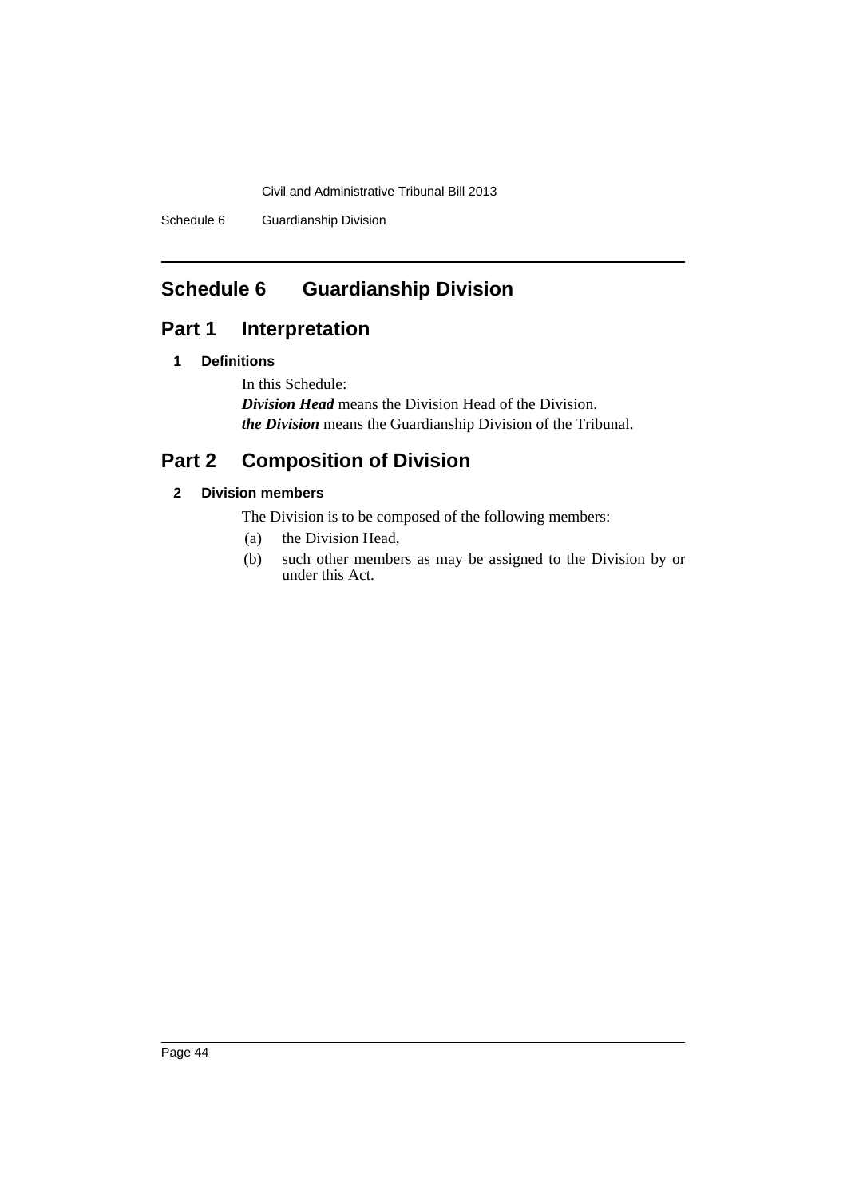# Schedule 6 Guardianship Division

## Part 1 Interpretation

### 1 Definitions

In this Schedule:

***Division Head*** means the Division Head of the Division.

***the Division*** means the Guardianship Division of the Tribunal.

## Part 2 Composition of Division

### 2 Division members

The Division is to be composed of the following members:

(a) the Division Head,

(b) such other members as may be assigned to the Division by or under this Act.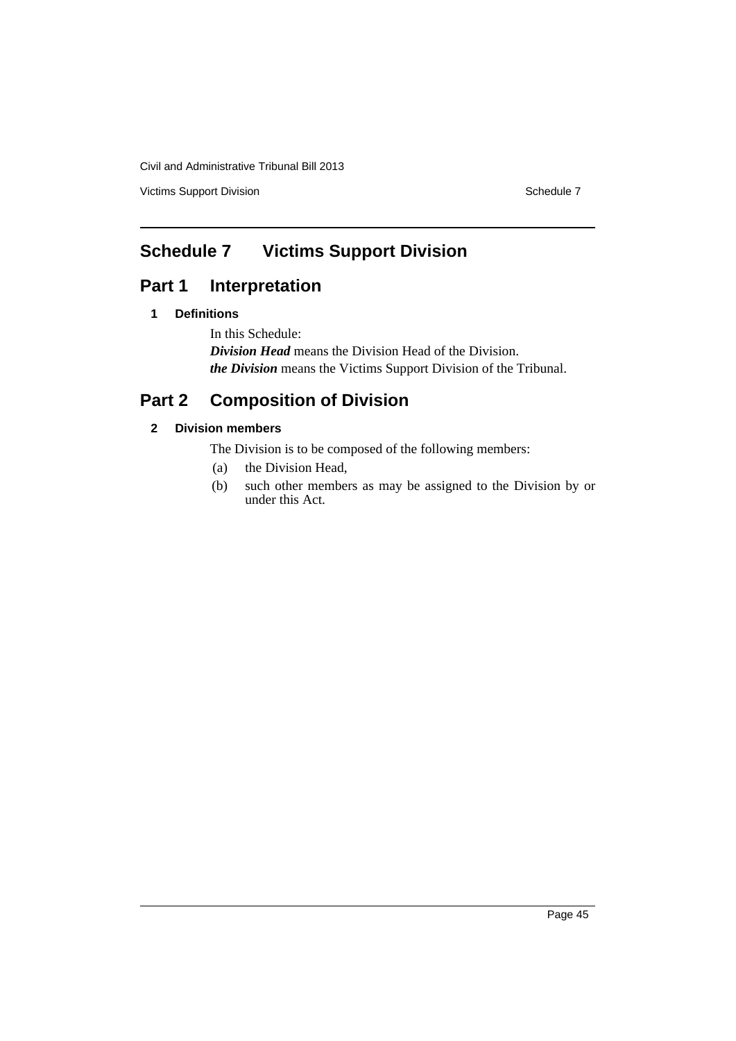# Schedule 7 Victims Support Division

## Part 1 Interpretation

### 1 Definitions

In this Schedule:

***Division Head*** means the Division Head of the Division.

***the Division*** means the Victims Support Division of the Tribunal.

## Part 2 Composition of Division

### 2 Division members

The Division is to be composed of the following members:

(a) the Division Head,

(b) such other members as may be assigned to the Division by or under this Act.